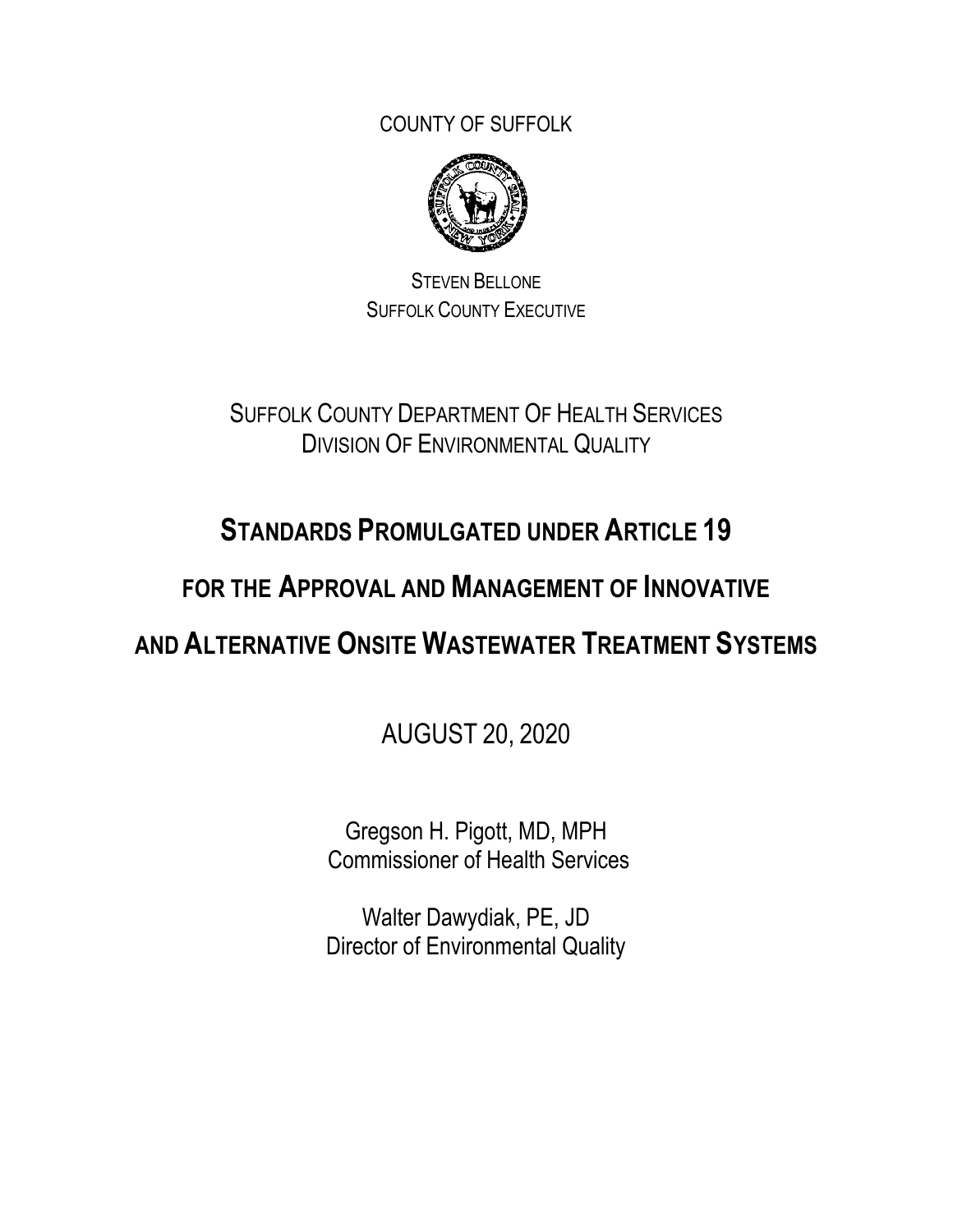COUNTY OF SUFFOLK

STEVEN BELLONE
SUFFOLK COUNTY EXECUTIVE

SUFFOLK COUNTY DEPARTMENT OF HEALTH SERVICES
DIVISION OF ENVIRONMENTAL QUALITY

# STANDARDS PROMULGATED UNDER ARTICLE 19

# FOR THE APPROVAL AND MANAGEMENT OF INNOVATIVE

# AND ALTERNATIVE ONSITE WASTEWATER TREATMENT SYSTEMS

AUGUST 20, 2020

Gregson H. Pigott, MD, MPH
Commissioner of Health Services

Walter Dawydiak, PE, JD
Director of Environmental Quality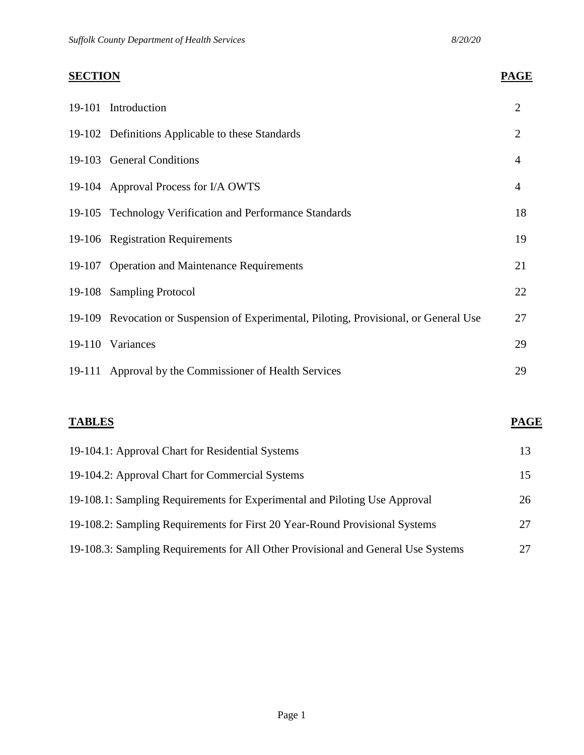| **SECTION** | **PAGE** |
|---|---|
| 19-101 Introduction | 2 |
| 19-102 Definitions Applicable to these Standards | 2 |
| 19-103 General Conditions | 4 |
| 19-104 Approval Process for I/A OWTS | 4 |
| 19-105 Technology Verification and Performance Standards | 18 |
| 19-106 Registration Requirements | 19 |
| 19-107 Operation and Maintenance Requirements | 21 |
| 19-108 Sampling Protocol | 22 |
| 19-109 Revocation or Suspension of Experimental, Piloting, Provisional, or General Use | 27 |
| 19-110 Variances | 29 |
| 19-111 Approval by the Commissioner of Health Services | 29 |

| **TABLES** | **PAGE** |
|---|---|
| 19-104.1: Approval Chart for Residential Systems | 13 |
| 19-104.2: Approval Chart for Commercial Systems | 15 |
| 19-108.1: Sampling Requirements for Experimental and Piloting Use Approval | 26 |
| 19-108.2: Sampling Requirements for First 20 Year-Round Provisional Systems | 27 |
| 19-108.3: Sampling Requirements for All Other Provisional and General Use Systems | 27 |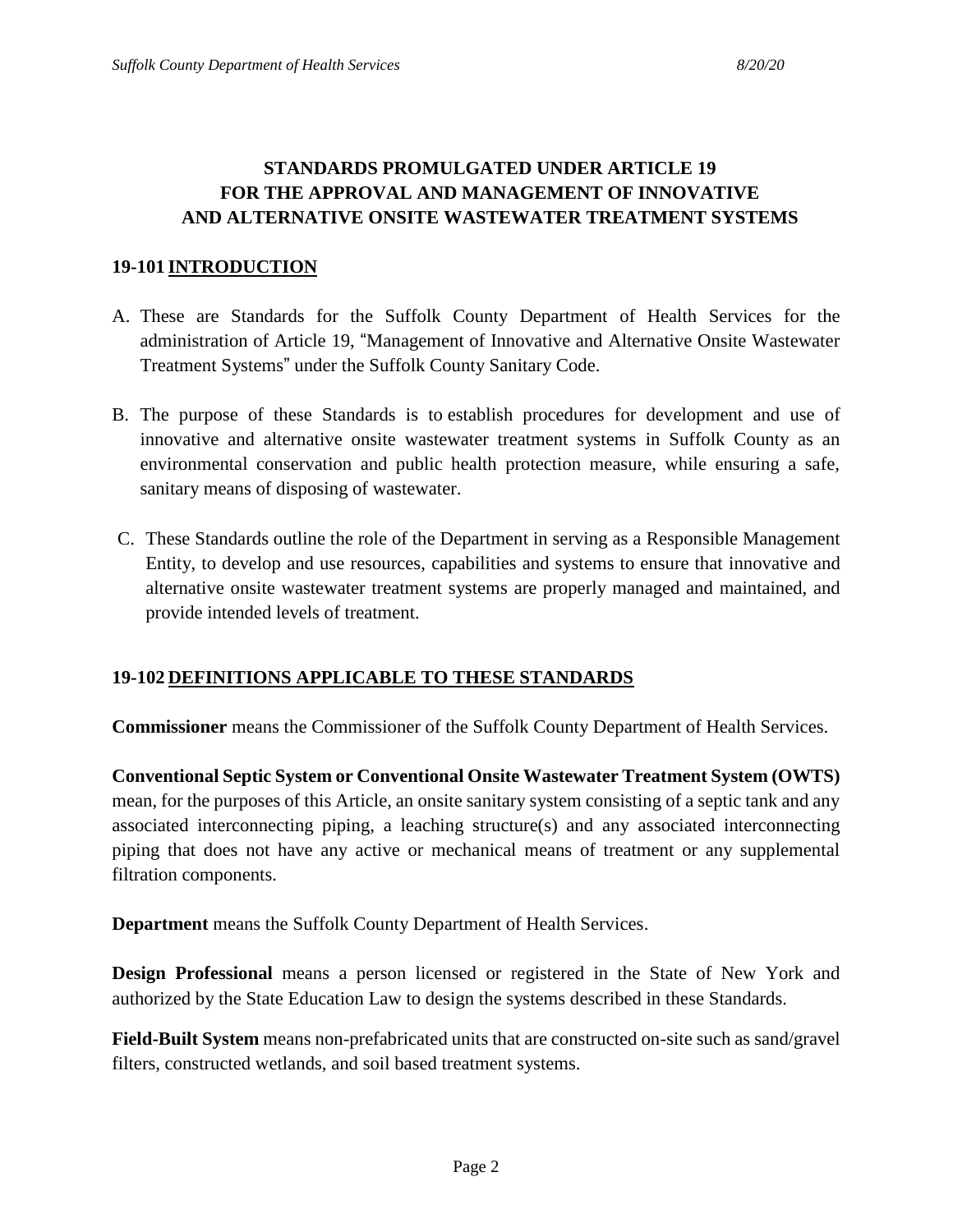# STANDARDS PROMULGATED UNDER ARTICLE 19 FOR THE APPROVAL AND MANAGEMENT OF INNOVATIVE AND ALTERNATIVE ONSITE WASTEWATER TREATMENT SYSTEMS

## 19-101 INTRODUCTION

A. These are Standards for the Suffolk County Department of Health Services for the administration of Article 19, "Management of Innovative and Alternative Onsite Wastewater Treatment Systems" under the Suffolk County Sanitary Code.

B. The purpose of these Standards is to establish procedures for development and use of innovative and alternative onsite wastewater treatment systems in Suffolk County as an environmental conservation and public health protection measure, while ensuring a safe, sanitary means of disposing of wastewater.

C. These Standards outline the role of the Department in serving as a Responsible Management Entity, to develop and use resources, capabilities and systems to ensure that innovative and alternative onsite wastewater treatment systems are properly managed and maintained, and provide intended levels of treatment.

## 19-102 DEFINITIONS APPLICABLE TO THESE STANDARDS

**Commissioner** means the Commissioner of the Suffolk County Department of Health Services.

**Conventional Septic System or Conventional Onsite Wastewater Treatment System (OWTS)** mean, for the purposes of this Article, an onsite sanitary system consisting of a septic tank and any associated interconnecting piping, a leaching structure(s) and any associated interconnecting piping that does not have any active or mechanical means of treatment or any supplemental filtration components.

**Department** means the Suffolk County Department of Health Services.

**Design Professional** means a person licensed or registered in the State of New York and authorized by the State Education Law to design the systems described in these Standards.

**Field-Built System** means non-prefabricated units that are constructed on-site such as sand/gravel filters, constructed wetlands, and soil based treatment systems.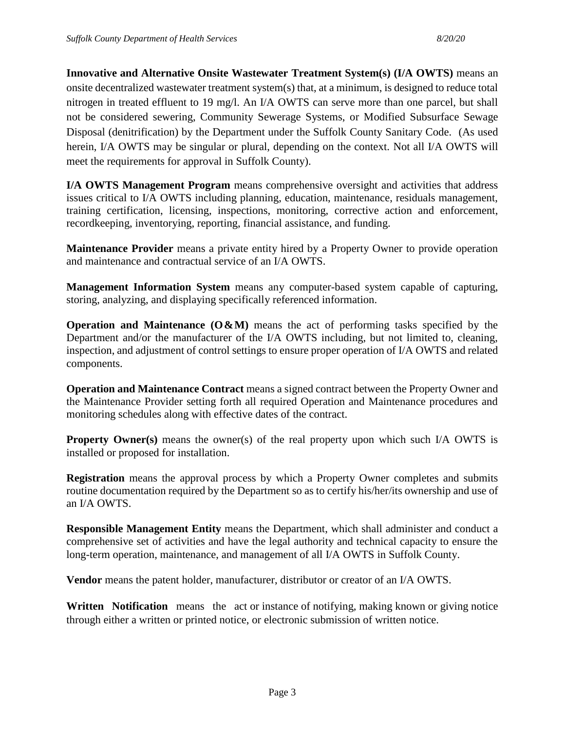**Innovative and Alternative Onsite Wastewater Treatment System(s) (I/A OWTS)** means an onsite decentralized wastewater treatment system(s) that, at a minimum, is designed to reduce total nitrogen in treated effluent to 19 mg/l. An I/A OWTS can serve more than one parcel, but shall not be considered sewering, Community Sewerage Systems, or Modified Subsurface Sewage Disposal (denitrification) by the Department under the Suffolk County Sanitary Code. (As used herein, I/A OWTS may be singular or plural, depending on the context. Not all I/A OWTS will meet the requirements for approval in Suffolk County).

**I/A OWTS Management Program** means comprehensive oversight and activities that address issues critical to I/A OWTS including planning, education, maintenance, residuals management, training certification, licensing, inspections, monitoring, corrective action and enforcement, recordkeeping, inventorying, reporting, financial assistance, and funding.

**Maintenance Provider** means a private entity hired by a Property Owner to provide operation and maintenance and contractual service of an I/A OWTS.

**Management Information System** means any computer-based system capable of capturing, storing, analyzing, and displaying specifically referenced information.

**Operation and Maintenance (O&M)** means the act of performing tasks specified by the Department and/or the manufacturer of the I/A OWTS including, but not limited to, cleaning, inspection, and adjustment of control settings to ensure proper operation of I/A OWTS and related components.

**Operation and Maintenance Contract** means a signed contract between the Property Owner and the Maintenance Provider setting forth all required Operation and Maintenance procedures and monitoring schedules along with effective dates of the contract.

**Property Owner(s)** means the owner(s) of the real property upon which such I/A OWTS is installed or proposed for installation.

**Registration** means the approval process by which a Property Owner completes and submits routine documentation required by the Department so as to certify his/her/its ownership and use of an I/A OWTS.

**Responsible Management Entity** means the Department, which shall administer and conduct a comprehensive set of activities and have the legal authority and technical capacity to ensure the long-term operation, maintenance, and management of all I/A OWTS in Suffolk County.

**Vendor** means the patent holder, manufacturer, distributor or creator of an I/A OWTS.

**Written Notification** means the act or instance of notifying, making known or giving notice through either a written or printed notice, or electronic submission of written notice.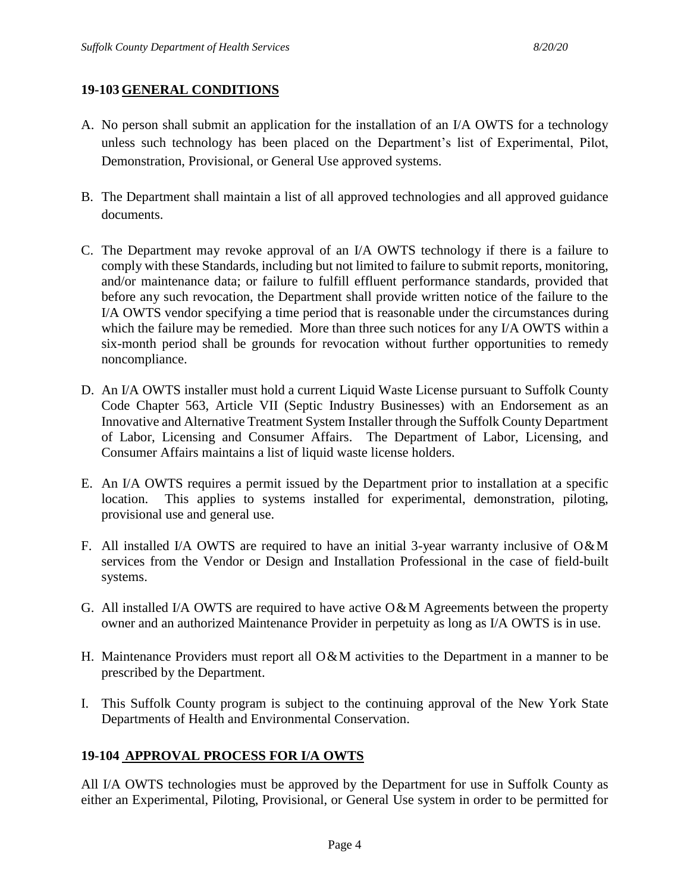## 19-103 GENERAL CONDITIONS

A. No person shall submit an application for the installation of an I/A OWTS for a technology unless such technology has been placed on the Department's list of Experimental, Pilot, Demonstration, Provisional, or General Use approved systems.

B. The Department shall maintain a list of all approved technologies and all approved guidance documents.

C. The Department may revoke approval of an I/A OWTS technology if there is a failure to comply with these Standards, including but not limited to failure to submit reports, monitoring, and/or maintenance data; or failure to fulfill effluent performance standards, provided that before any such revocation, the Department shall provide written notice of the failure to the I/A OWTS vendor specifying a time period that is reasonable under the circumstances during which the failure may be remedied. More than three such notices for any I/A OWTS within a six-month period shall be grounds for revocation without further opportunities to remedy noncompliance.

D. An I/A OWTS installer must hold a current Liquid Waste License pursuant to Suffolk County Code Chapter 563, Article VII (Septic Industry Businesses) with an Endorsement as an Innovative and Alternative Treatment System Installer through the Suffolk County Department of Labor, Licensing and Consumer Affairs. The Department of Labor, Licensing, and Consumer Affairs maintains a list of liquid waste license holders.

E. An I/A OWTS requires a permit issued by the Department prior to installation at a specific location. This applies to systems installed for experimental, demonstration, piloting, provisional use and general use.

F. All installed I/A OWTS are required to have an initial 3-year warranty inclusive of O&M services from the Vendor or Design and Installation Professional in the case of field-built systems.

G. All installed I/A OWTS are required to have active O&M Agreements between the property owner and an authorized Maintenance Provider in perpetuity as long as I/A OWTS is in use.

H. Maintenance Providers must report all O&M activities to the Department in a manner to be prescribed by the Department.

I. This Suffolk County program is subject to the continuing approval of the New York State Departments of Health and Environmental Conservation.

## 19-104 APPROVAL PROCESS FOR I/A OWTS

All I/A OWTS technologies must be approved by the Department for use in Suffolk County as either an Experimental, Piloting, Provisional, or General Use system in order to be permitted for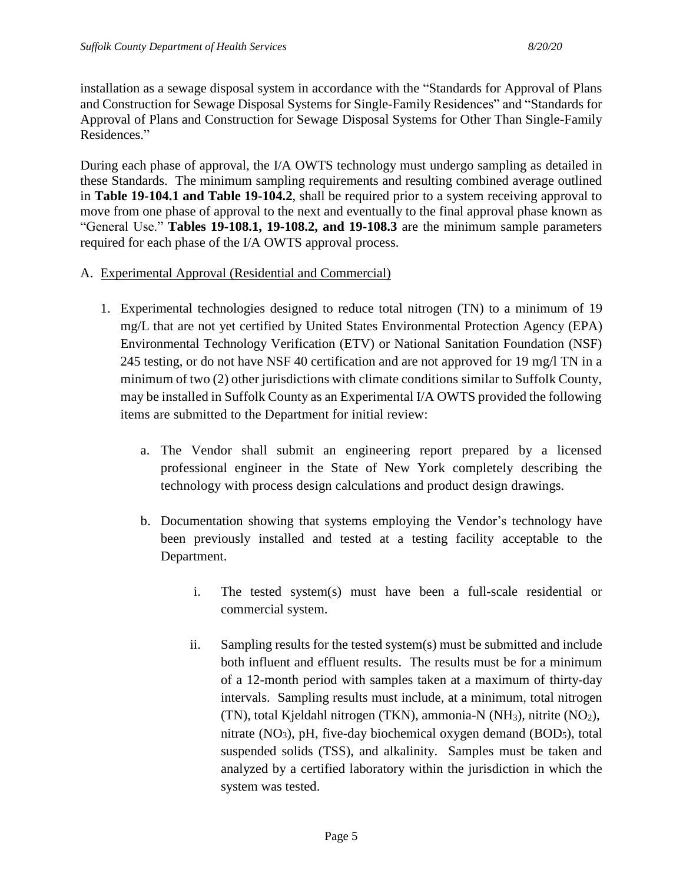installation as a sewage disposal system in accordance with the "Standards for Approval of Plans and Construction for Sewage Disposal Systems for Single-Family Residences" and "Standards for Approval of Plans and Construction for Sewage Disposal Systems for Other Than Single-Family Residences."

During each phase of approval, the I/A OWTS technology must undergo sampling as detailed in these Standards. The minimum sampling requirements and resulting combined average outlined in **Table 19-104.1 and Table 19-104.2**, shall be required prior to a system receiving approval to move from one phase of approval to the next and eventually to the final approval phase known as "General Use." **Tables 19-108.1, 19-108.2, and 19-108.3** are the minimum sample parameters required for each phase of the I/A OWTS approval process.

A. Experimental Approval (Residential and Commercial)

1. Experimental technologies designed to reduce total nitrogen (TN) to a minimum of 19 mg/L that are not yet certified by United States Environmental Protection Agency (EPA) Environmental Technology Verification (ETV) or National Sanitation Foundation (NSF) 245 testing, or do not have NSF 40 certification and are not approved for 19 mg/l TN in a minimum of two (2) other jurisdictions with climate conditions similar to Suffolk County, may be installed in Suffolk County as an Experimental I/A OWTS provided the following items are submitted to the Department for initial review:

    a. The Vendor shall submit an engineering report prepared by a licensed professional engineer in the State of New York completely describing the technology with process design calculations and product design drawings.

    b. Documentation showing that systems employing the Vendor's technology have been previously installed and tested at a testing facility acceptable to the Department.

        i. The tested system(s) must have been a full-scale residential or commercial system.

        ii. Sampling results for the tested system(s) must be submitted and include both influent and effluent results. The results must be for a minimum of a 12-month period with samples taken at a maximum of thirty-day intervals. Sampling results must include, at a minimum, total nitrogen (TN), total Kjeldahl nitrogen (TKN), ammonia-N ($NH_3$), nitrite ($NO_2$), nitrate ($NO_3$), pH, five-day biochemical oxygen demand ($BOD_5$), total suspended solids (TSS), and alkalinity. Samples must be taken and analyzed by a certified laboratory within the jurisdiction in which the system was tested.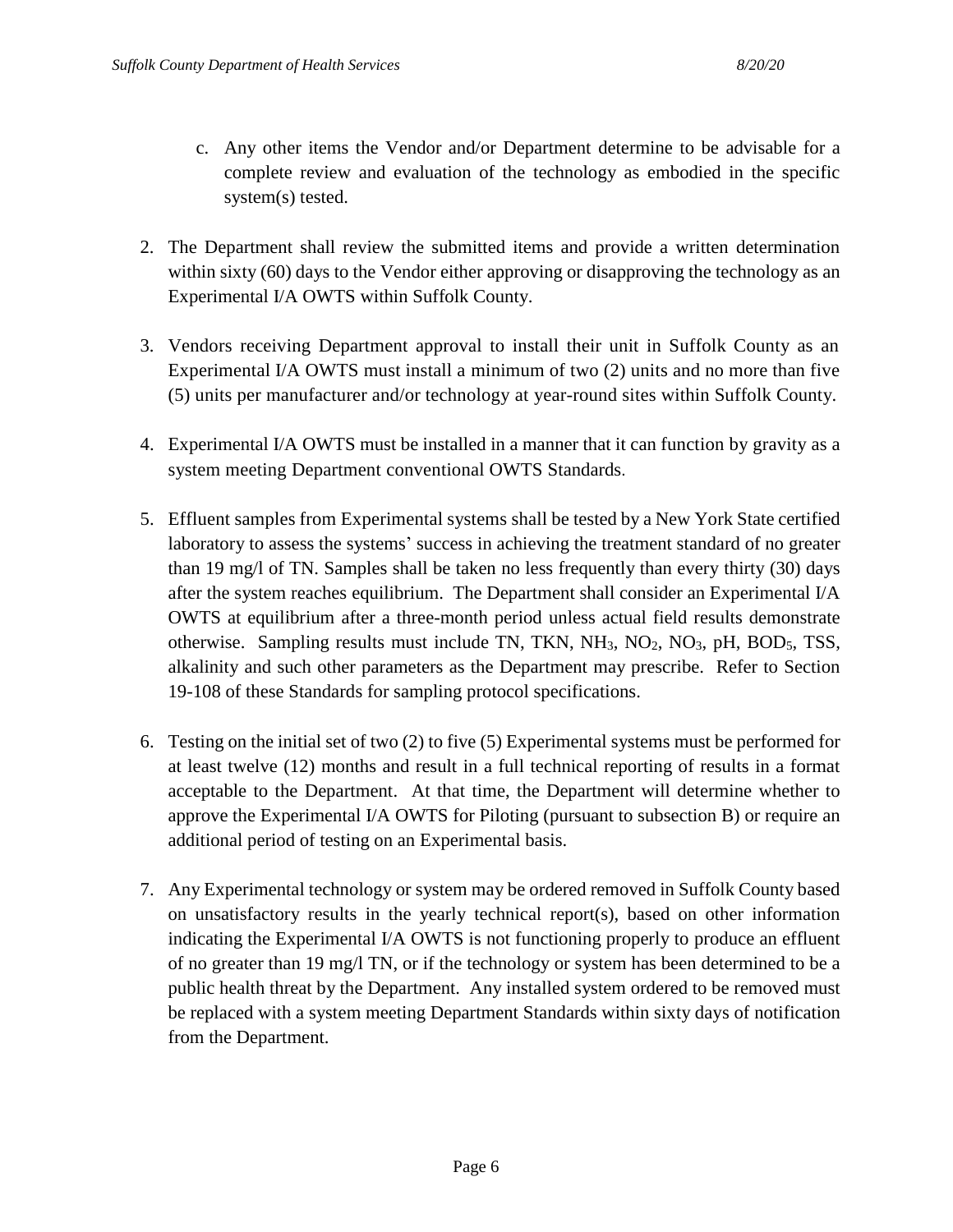c. Any other items the Vendor and/or Department determine to be advisable for a complete review and evaluation of the technology as embodied in the specific system(s) tested.

2. The Department shall review the submitted items and provide a written determination within sixty (60) days to the Vendor either approving or disapproving the technology as an Experimental I/A OWTS within Suffolk County.

3. Vendors receiving Department approval to install their unit in Suffolk County as an Experimental I/A OWTS must install a minimum of two (2) units and no more than five (5) units per manufacturer and/or technology at year-round sites within Suffolk County.

4. Experimental I/A OWTS must be installed in a manner that it can function by gravity as a system meeting Department conventional OWTS Standards.

5. Effluent samples from Experimental systems shall be tested by a New York State certified laboratory to assess the systems' success in achieving the treatment standard of no greater than 19 mg/l of TN. Samples shall be taken no less frequently than every thirty (30) days after the system reaches equilibrium. The Department shall consider an Experimental I/A OWTS at equilibrium after a three-month period unless actual field results demonstrate otherwise. Sampling results must include TN, TKN, $NH_3$, $NO_2$, $NO_3$, pH, $BOD_5$, TSS, alkalinity and such other parameters as the Department may prescribe. Refer to Section 19-108 of these Standards for sampling protocol specifications.

6. Testing on the initial set of two (2) to five (5) Experimental systems must be performed for at least twelve (12) months and result in a full technical reporting of results in a format acceptable to the Department. At that time, the Department will determine whether to approve the Experimental I/A OWTS for Piloting (pursuant to subsection B) or require an additional period of testing on an Experimental basis.

7. Any Experimental technology or system may be ordered removed in Suffolk County based on unsatisfactory results in the yearly technical report(s), based on other information indicating the Experimental I/A OWTS is not functioning properly to produce an effluent of no greater than 19 mg/l TN, or if the technology or system has been determined to be a public health threat by the Department. Any installed system ordered to be removed must be replaced with a system meeting Department Standards within sixty days of notification from the Department.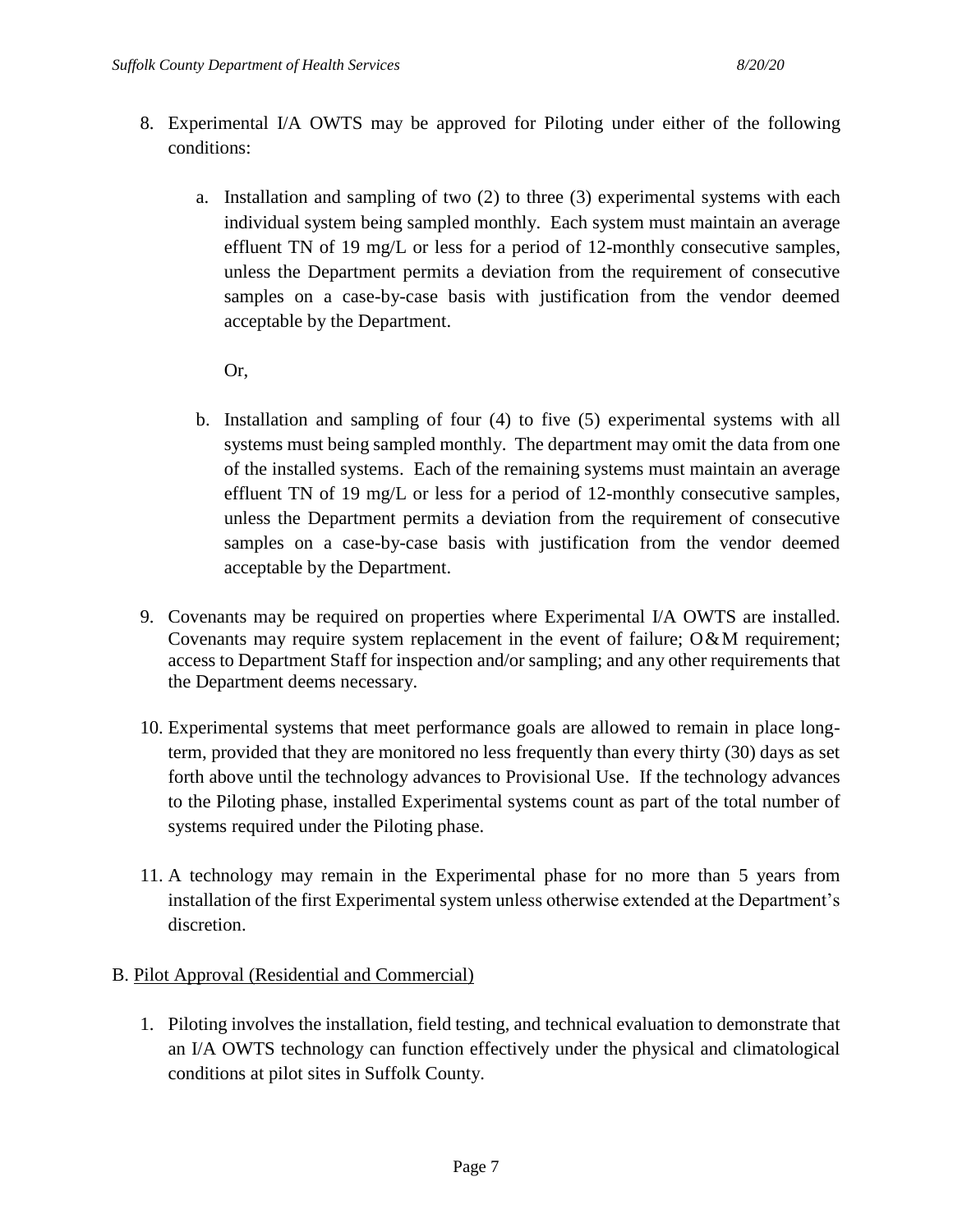8. Experimental I/A OWTS may be approved for Piloting under either of the following conditions:

   a. Installation and sampling of two (2) to three (3) experimental systems with each individual system being sampled monthly. Each system must maintain an average effluent TN of 19 mg/L or less for a period of 12-monthly consecutive samples, unless the Department permits a deviation from the requirement of consecutive samples on a case-by-case basis with justification from the vendor deemed acceptable by the Department.

      Or,

   b. Installation and sampling of four (4) to five (5) experimental systems with all systems must being sampled monthly. The department may omit the data from one of the installed systems. Each of the remaining systems must maintain an average effluent TN of 19 mg/L or less for a period of 12-monthly consecutive samples, unless the Department permits a deviation from the requirement of consecutive samples on a case-by-case basis with justification from the vendor deemed acceptable by the Department.

9. Covenants may be required on properties where Experimental I/A OWTS are installed. Covenants may require system replacement in the event of failure; O&M requirement; access to Department Staff for inspection and/or sampling; and any other requirements that the Department deems necessary.

10. Experimental systems that meet performance goals are allowed to remain in place long-term, provided that they are monitored no less frequently than every thirty (30) days as set forth above until the technology advances to Provisional Use. If the technology advances to the Piloting phase, installed Experimental systems count as part of the total number of systems required under the Piloting phase.

11. A technology may remain in the Experimental phase for no more than 5 years from installation of the first Experimental system unless otherwise extended at the Department's discretion.

B. <u>Pilot Approval (Residential and Commercial)</u>

1. Piloting involves the installation, field testing, and technical evaluation to demonstrate that an I/A OWTS technology can function effectively under the physical and climatological conditions at pilot sites in Suffolk County.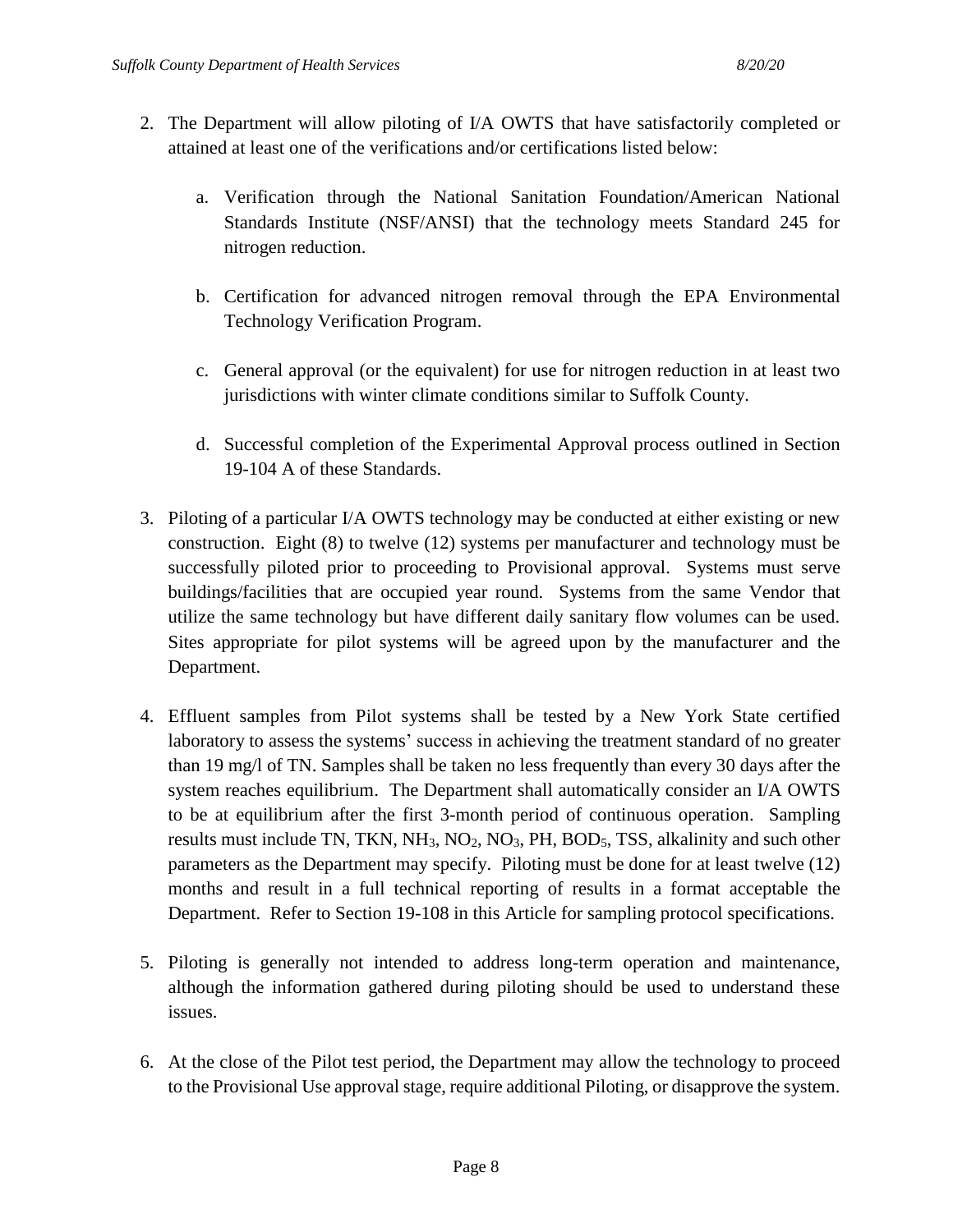2. The Department will allow piloting of I/A OWTS that have satisfactorily completed or attained at least one of the verifications and/or certifications listed below:

    a. Verification through the National Sanitation Foundation/American National Standards Institute (NSF/ANSI) that the technology meets Standard 245 for nitrogen reduction.

    b. Certification for advanced nitrogen removal through the EPA Environmental Technology Verification Program.

    c. General approval (or the equivalent) for use for nitrogen reduction in at least two jurisdictions with winter climate conditions similar to Suffolk County.

    d. Successful completion of the Experimental Approval process outlined in Section 19-104 A of these Standards.

3. Piloting of a particular I/A OWTS technology may be conducted at either existing or new construction. Eight (8) to twelve (12) systems per manufacturer and technology must be successfully piloted prior to proceeding to Provisional approval. Systems must serve buildings/facilities that are occupied year round. Systems from the same Vendor that utilize the same technology but have different daily sanitary flow volumes can be used. Sites appropriate for pilot systems will be agreed upon by the manufacturer and the Department.

4. Effluent samples from Pilot systems shall be tested by a New York State certified laboratory to assess the systems' success in achieving the treatment standard of no greater than 19 mg/l of TN. Samples shall be taken no less frequently than every 30 days after the system reaches equilibrium. The Department shall automatically consider an I/A OWTS to be at equilibrium after the first 3-month period of continuous operation. Sampling results must include TN, TKN, $NH_3$, $NO_2$, $NO_3$, PH, $BOD_5$, TSS, alkalinity and such other parameters as the Department may specify. Piloting must be done for at least twelve (12) months and result in a full technical reporting of results in a format acceptable the Department. Refer to Section 19-108 in this Article for sampling protocol specifications.

5. Piloting is generally not intended to address long-term operation and maintenance, although the information gathered during piloting should be used to understand these issues.

6. At the close of the Pilot test period, the Department may allow the technology to proceed to the Provisional Use approval stage, require additional Piloting, or disapprove the system.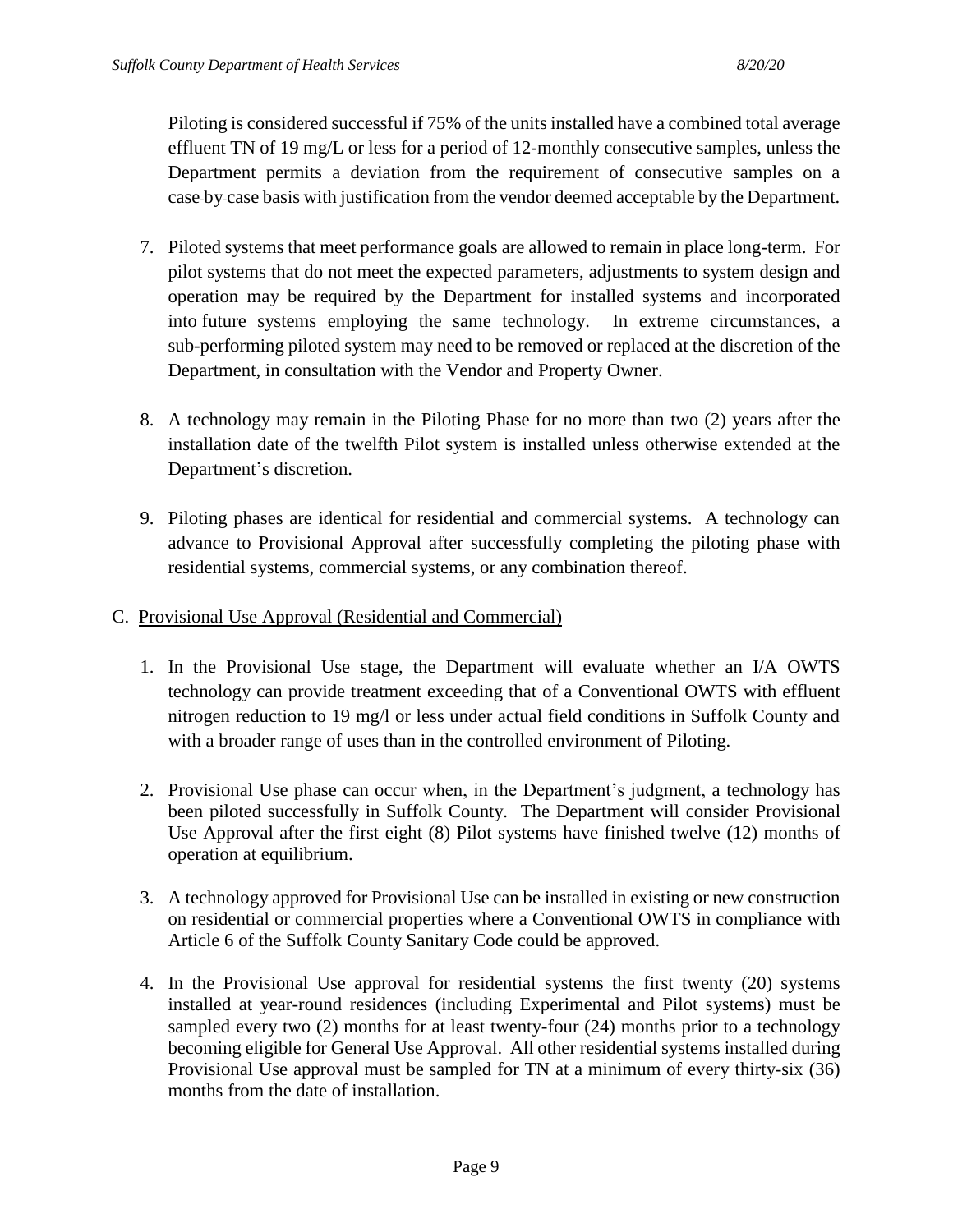Piloting is considered successful if 75% of the units installed have a combined total average effluent TN of 19 mg/L or less for a period of 12-monthly consecutive samples, unless the Department permits a deviation from the requirement of consecutive samples on a case-by-case basis with justification from the vendor deemed acceptable by the Department.

7. Piloted systems that meet performance goals are allowed to remain in place long-term. For pilot systems that do not meet the expected parameters, adjustments to system design and operation may be required by the Department for installed systems and incorporated into future systems employing the same technology. In extreme circumstances, a sub-performing piloted system may need to be removed or replaced at the discretion of the Department, in consultation with the Vendor and Property Owner.

8. A technology may remain in the Piloting Phase for no more than two (2) years after the installation date of the twelfth Pilot system is installed unless otherwise extended at the Department's discretion.

9. Piloting phases are identical for residential and commercial systems. A technology can advance to Provisional Approval after successfully completing the piloting phase with residential systems, commercial systems, or any combination thereof.

C. Provisional Use Approval (Residential and Commercial)

1. In the Provisional Use stage, the Department will evaluate whether an I/A OWTS technology can provide treatment exceeding that of a Conventional OWTS with effluent nitrogen reduction to 19 mg/l or less under actual field conditions in Suffolk County and with a broader range of uses than in the controlled environment of Piloting.

2. Provisional Use phase can occur when, in the Department's judgment, a technology has been piloted successfully in Suffolk County. The Department will consider Provisional Use Approval after the first eight (8) Pilot systems have finished twelve (12) months of operation at equilibrium.

3. A technology approved for Provisional Use can be installed in existing or new construction on residential or commercial properties where a Conventional OWTS in compliance with Article 6 of the Suffolk County Sanitary Code could be approved.

4. In the Provisional Use approval for residential systems the first twenty (20) systems installed at year-round residences (including Experimental and Pilot systems) must be sampled every two (2) months for at least twenty-four (24) months prior to a technology becoming eligible for General Use Approval. All other residential systems installed during Provisional Use approval must be sampled for TN at a minimum of every thirty-six (36) months from the date of installation.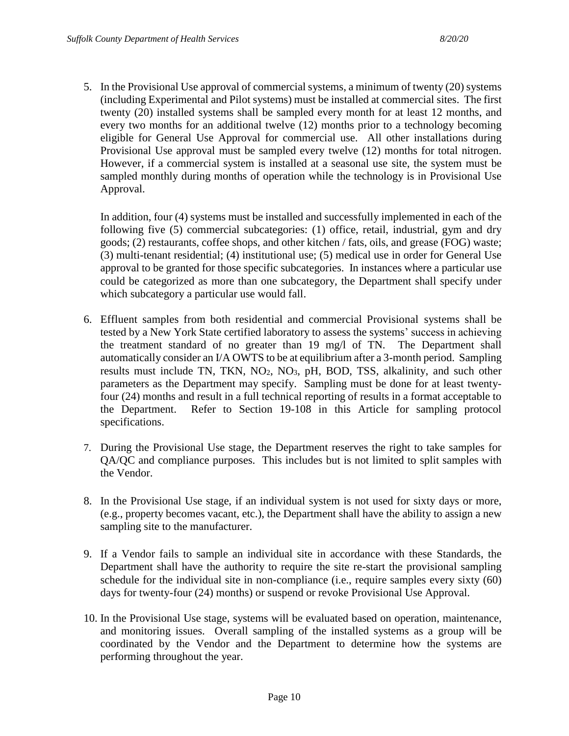5. In the Provisional Use approval of commercial systems, a minimum of twenty (20) systems (including Experimental and Pilot systems) must be installed at commercial sites. The first twenty (20) installed systems shall be sampled every month for at least 12 months, and every two months for an additional twelve (12) months prior to a technology becoming eligible for General Use Approval for commercial use. All other installations during Provisional Use approval must be sampled every twelve (12) months for total nitrogen. However, if a commercial system is installed at a seasonal use site, the system must be sampled monthly during months of operation while the technology is in Provisional Use Approval.

   In addition, four (4) systems must be installed and successfully implemented in each of the following five (5) commercial subcategories: (1) office, retail, industrial, gym and dry goods; (2) restaurants, coffee shops, and other kitchen / fats, oils, and grease (FOG) waste; (3) multi-tenant residential; (4) institutional use; (5) medical use in order for General Use approval to be granted for those specific subcategories. In instances where a particular use could be categorized as more than one subcategory, the Department shall specify under which subcategory a particular use would fall.

6. Effluent samples from both residential and commercial Provisional systems shall be tested by a New York State certified laboratory to assess the systems' success in achieving the treatment standard of no greater than 19 mg/l of TN. The Department shall automatically consider an I/A OWTS to be at equilibrium after a 3-month period. Sampling results must include TN, TKN, $NO_2$, $NO_3$, pH, BOD, TSS, alkalinity, and such other parameters as the Department may specify. Sampling must be done for at least twenty-four (24) months and result in a full technical reporting of results in a format acceptable to the Department. Refer to Section 19-108 in this Article for sampling protocol specifications.

7. During the Provisional Use stage, the Department reserves the right to take samples for QA/QC and compliance purposes. This includes but is not limited to split samples with the Vendor.

8. In the Provisional Use stage, if an individual system is not used for sixty days or more, (e.g., property becomes vacant, etc.), the Department shall have the ability to assign a new sampling site to the manufacturer.

9. If a Vendor fails to sample an individual site in accordance with these Standards, the Department shall have the authority to require the site re-start the provisional sampling schedule for the individual site in non-compliance (i.e., require samples every sixty (60) days for twenty-four (24) months) or suspend or revoke Provisional Use Approval.

10. In the Provisional Use stage, systems will be evaluated based on operation, maintenance, and monitoring issues. Overall sampling of the installed systems as a group will be coordinated by the Vendor and the Department to determine how the systems are performing throughout the year.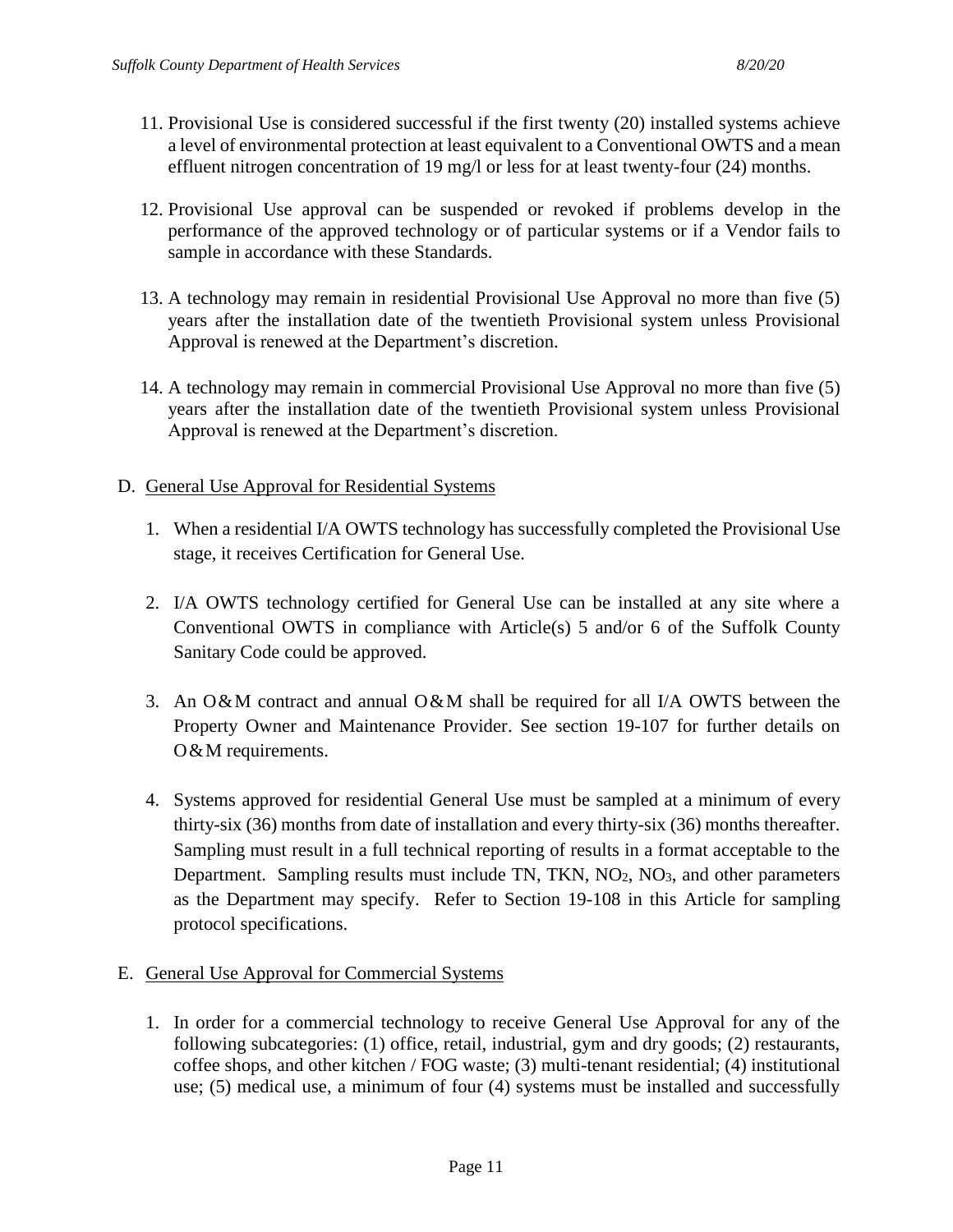11. Provisional Use is considered successful if the first twenty (20) installed systems achieve a level of environmental protection at least equivalent to a Conventional OWTS and a mean effluent nitrogen concentration of 19 mg/l or less for at least twenty-four (24) months.

12. Provisional Use approval can be suspended or revoked if problems develop in the performance of the approved technology or of particular systems or if a Vendor fails to sample in accordance with these Standards.

13. A technology may remain in residential Provisional Use Approval no more than five (5) years after the installation date of the twentieth Provisional system unless Provisional Approval is renewed at the Department's discretion.

14. A technology may remain in commercial Provisional Use Approval no more than five (5) years after the installation date of the twentieth Provisional system unless Provisional Approval is renewed at the Department's discretion.

D. General Use Approval for Residential Systems

1. When a residential I/A OWTS technology has successfully completed the Provisional Use stage, it receives Certification for General Use.

2. I/A OWTS technology certified for General Use can be installed at any site where a Conventional OWTS in compliance with Article(s) 5 and/or 6 of the Suffolk County Sanitary Code could be approved.

3. An O&M contract and annual O&M shall be required for all I/A OWTS between the Property Owner and Maintenance Provider. See section 19-107 for further details on O&M requirements.

4. Systems approved for residential General Use must be sampled at a minimum of every thirty-six (36) months from date of installation and every thirty-six (36) months thereafter. Sampling must result in a full technical reporting of results in a format acceptable to the Department. Sampling results must include TN, TKN, $NO_2$, $NO_3$, and other parameters as the Department may specify. Refer to Section 19-108 in this Article for sampling protocol specifications.

E. General Use Approval for Commercial Systems

1. In order for a commercial technology to receive General Use Approval for any of the following subcategories: (1) office, retail, industrial, gym and dry goods; (2) restaurants, coffee shops, and other kitchen / FOG waste; (3) multi-tenant residential; (4) institutional use; (5) medical use, a minimum of four (4) systems must be installed and successfully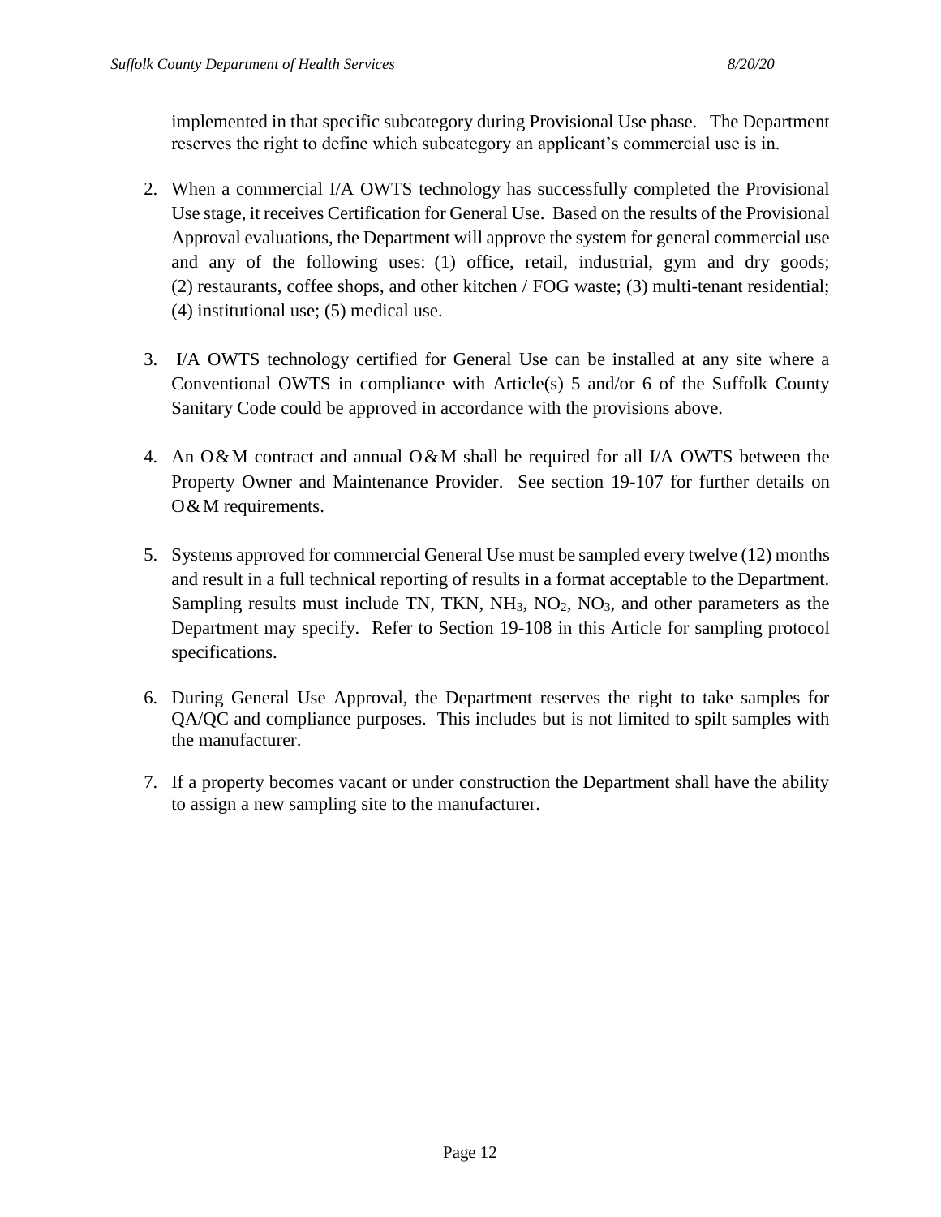implemented in that specific subcategory during Provisional Use phase. The Department reserves the right to define which subcategory an applicant's commercial use is in.

2. When a commercial I/A OWTS technology has successfully completed the Provisional Use stage, it receives Certification for General Use. Based on the results of the Provisional Approval evaluations, the Department will approve the system for general commercial use and any of the following uses: (1) office, retail, industrial, gym and dry goods; (2) restaurants, coffee shops, and other kitchen / FOG waste; (3) multi-tenant residential; (4) institutional use; (5) medical use.

3. I/A OWTS technology certified for General Use can be installed at any site where a Conventional OWTS in compliance with Article(s) 5 and/or 6 of the Suffolk County Sanitary Code could be approved in accordance with the provisions above.

4. An O&M contract and annual O&M shall be required for all I/A OWTS between the Property Owner and Maintenance Provider. See section 19-107 for further details on O&M requirements.

5. Systems approved for commercial General Use must be sampled every twelve (12) months and result in a full technical reporting of results in a format acceptable to the Department. Sampling results must include TN, TKN, $NH_3$, $NO_2$, $NO_3$, and other parameters as the Department may specify. Refer to Section 19-108 in this Article for sampling protocol specifications.

6. During General Use Approval, the Department reserves the right to take samples for QA/QC and compliance purposes. This includes but is not limited to spilt samples with the manufacturer.

7. If a property becomes vacant or under construction the Department shall have the ability to assign a new sampling site to the manufacturer.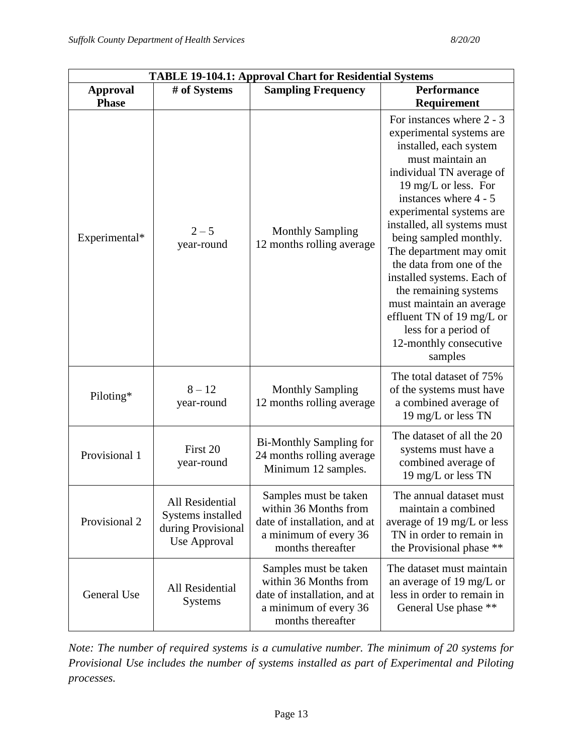| TABLE 19-104.1: Approval Chart for Residential Systems | | | |
|---|---|---|---|
| **Approval Phase** | **# of Systems** | **Sampling Frequency** | **Performance Requirement** |
| Experimental* | 2 – 5 year-round | Monthly Sampling 12 months rolling average | For instances where 2 - 3 experimental systems are installed, each system must maintain an individual TN average of 19 mg/L or less. For instances where 4 - 5 experimental systems are installed, all systems must being sampled monthly. The department may omit the data from one of the installed systems. Each of the remaining systems must maintain an average effluent TN of 19 mg/L or less for a period of 12-monthly consecutive samples |
| Piloting* | 8 – 12 year-round | Monthly Sampling 12 months rolling average | The total dataset of 75% of the systems must have a combined average of 19 mg/L or less TN |
| Provisional 1 | First 20 year-round | Bi-Monthly Sampling for 24 months rolling average Minimum 12 samples. | The dataset of all the 20 systems must have a combined average of 19 mg/L or less TN |
| Provisional 2 | All Residential Systems installed during Provisional Use Approval | Samples must be taken within 36 Months from date of installation, and at a minimum of every 36 months thereafter | The annual dataset must maintain a combined average of 19 mg/L or less TN in order to remain in the Provisional phase ** |
| General Use | All Residential Systems | Samples must be taken within 36 Months from date of installation, and at a minimum of every 36 months thereafter | The dataset must maintain an average of 19 mg/L or less in order to remain in General Use phase ** |

*Note: The number of required systems is a cumulative number. The minimum of 20 systems for Provisional Use includes the number of systems installed as part of Experimental and Piloting processes.*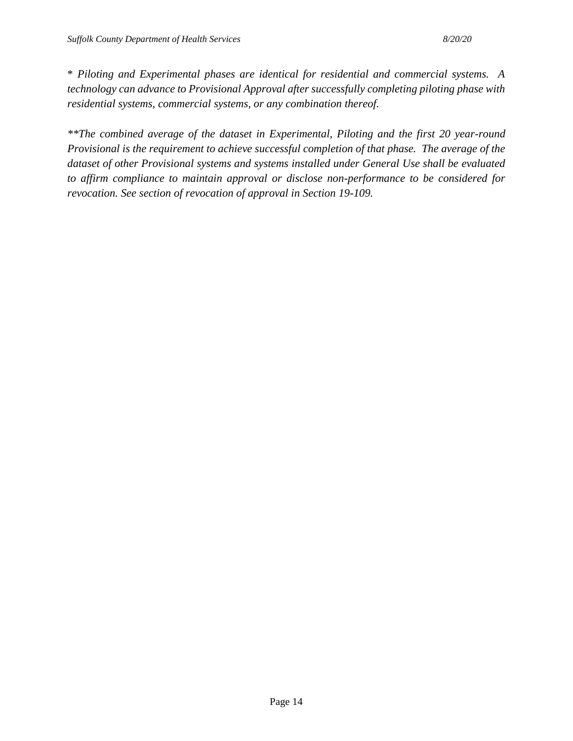*\* Piloting and Experimental phases are identical for residential and commercial systems. A technology can advance to Provisional Approval after successfully completing piloting phase with residential systems, commercial systems, or any combination thereof.*

*\*\*The combined average of the dataset in Experimental, Piloting and the first 20 year-round Provisional is the requirement to achieve successful completion of that phase. The average of the dataset of other Provisional systems and systems installed under General Use shall be evaluated to affirm compliance to maintain approval or disclose non-performance to be considered for revocation. See section of revocation of approval in Section 19-109.*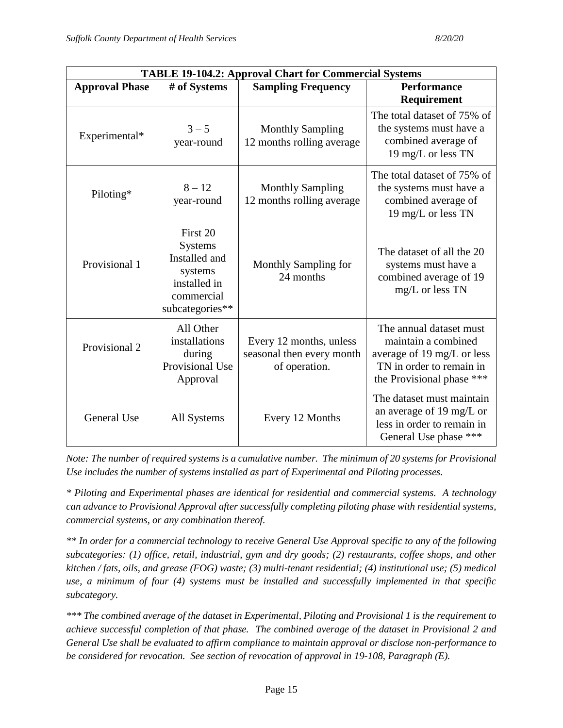| TABLE 19-104.2: Approval Chart for Commercial Systems | | | |
|---|---|---|---|
| **Approval Phase** | **# of Systems** | **Sampling Frequency** | **Performance Requirement** |
| Experimental* | 3 – 5 year-round | Monthly Sampling 12 months rolling average | The total dataset of 75% of the systems must have a combined average of 19 mg/L or less TN |
| Piloting* | 8 – 12 year-round | Monthly Sampling 12 months rolling average | The total dataset of 75% of the systems must have a combined average of 19 mg/L or less TN |
| Provisional 1 | First 20 Systems Installed and systems installed in commercial subcategories** | Monthly Sampling for 24 months | The dataset of all the 20 systems must have a combined average of 19 mg/L or less TN |
| Provisional 2 | All Other installations during Provisional Use Approval | Every 12 months, unless seasonal then every month of operation. | The annual dataset must maintain a combined average of 19 mg/L or less TN in order to remain in the Provisional phase *** |
| General Use | All Systems | Every 12 Months | The dataset must maintain an average of 19 mg/L or less in order to remain in General Use phase *** |

*Note: The number of required systems is a cumulative number. The minimum of 20 systems for Provisional Use includes the number of systems installed as part of Experimental and Piloting processes.*

*\* Piloting and Experimental phases are identical for residential and commercial systems. A technology can advance to Provisional Approval after successfully completing piloting phase with residential systems, commercial systems, or any combination thereof.*

*\*\* In order for a commercial technology to receive General Use Approval specific to any of the following subcategories: (1) office, retail, industrial, gym and dry goods; (2) restaurants, coffee shops, and other kitchen / fats, oils, and grease (FOG) waste; (3) multi-tenant residential; (4) institutional use; (5) medical use, a minimum of four (4) systems must be installed and successfully implemented in that specific subcategory.*

*\*\*\* The combined average of the dataset in Experimental, Piloting and Provisional 1 is the requirement to achieve successful completion of that phase. The combined average of the dataset in Provisional 2 and General Use shall be evaluated to affirm compliance to maintain approval or disclose non-performance to be considered for revocation. See section of revocation of approval in 19-108, Paragraph (E).*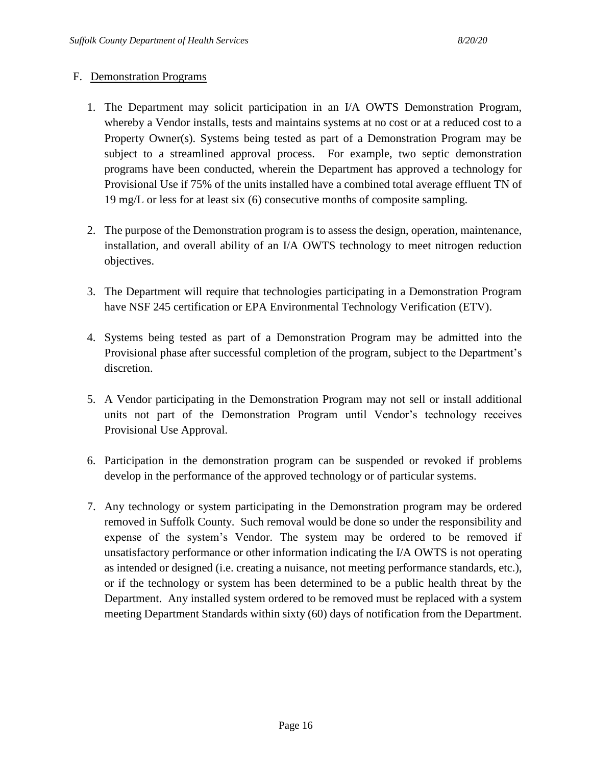F. Demonstration Programs

1. The Department may solicit participation in an I/A OWTS Demonstration Program, whereby a Vendor installs, tests and maintains systems at no cost or at a reduced cost to a Property Owner(s). Systems being tested as part of a Demonstration Program may be subject to a streamlined approval process. For example, two septic demonstration programs have been conducted, wherein the Department has approved a technology for Provisional Use if 75% of the units installed have a combined total average effluent TN of 19 mg/L or less for at least six (6) consecutive months of composite sampling.

2. The purpose of the Demonstration program is to assess the design, operation, maintenance, installation, and overall ability of an I/A OWTS technology to meet nitrogen reduction objectives.

3. The Department will require that technologies participating in a Demonstration Program have NSF 245 certification or EPA Environmental Technology Verification (ETV).

4. Systems being tested as part of a Demonstration Program may be admitted into the Provisional phase after successful completion of the program, subject to the Department's discretion.

5. A Vendor participating in the Demonstration Program may not sell or install additional units not part of the Demonstration Program until Vendor's technology receives Provisional Use Approval.

6. Participation in the demonstration program can be suspended or revoked if problems develop in the performance of the approved technology or of particular systems.

7. Any technology or system participating in the Demonstration program may be ordered removed in Suffolk County. Such removal would be done so under the responsibility and expense of the system's Vendor. The system may be ordered to be removed if unsatisfactory performance or other information indicating the I/A OWTS is not operating as intended or designed (i.e. creating a nuisance, not meeting performance standards, etc.), or if the technology or system has been determined to be a public health threat by the Department. Any installed system ordered to be removed must be replaced with a system meeting Department Standards within sixty (60) days of notification from the Department.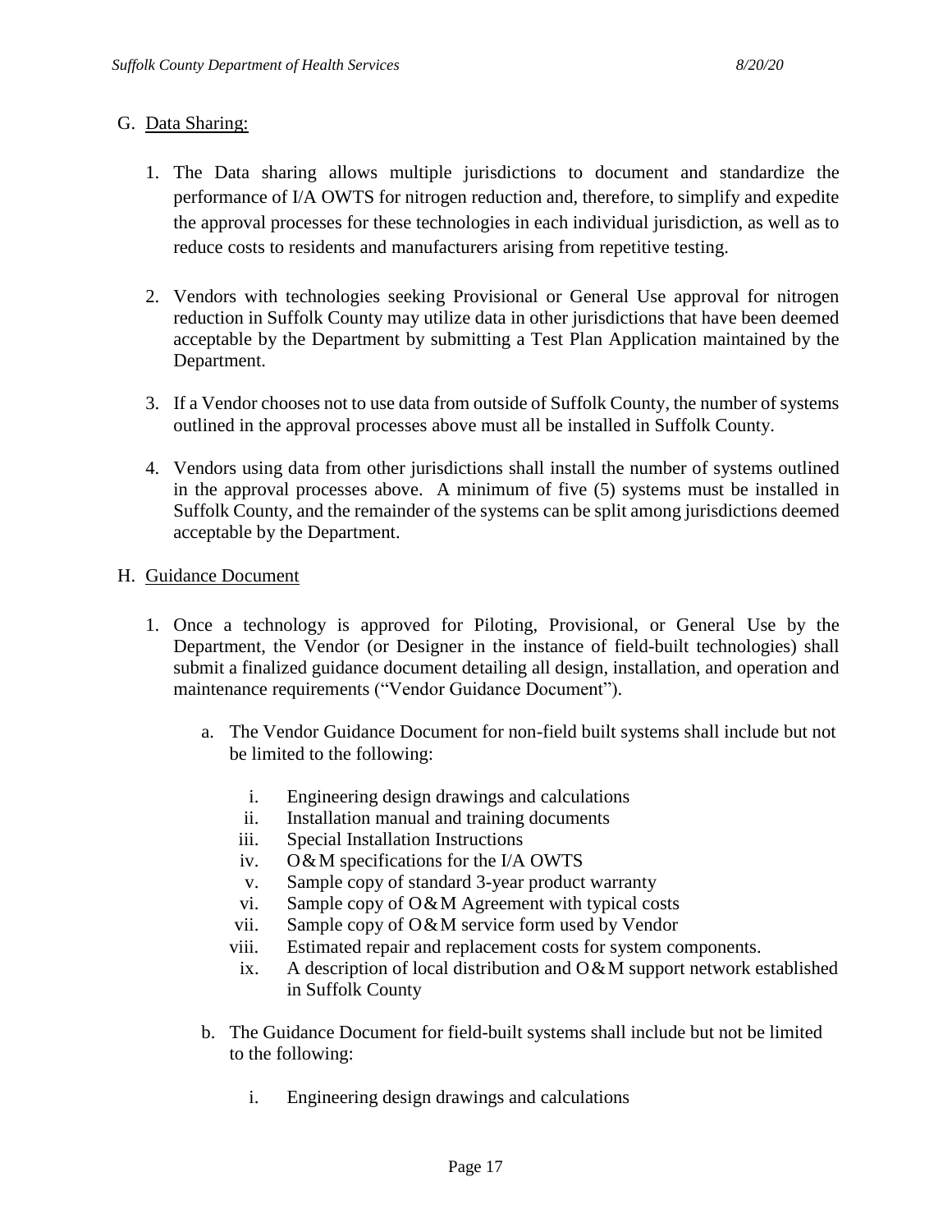G. Data Sharing:

1. The Data sharing allows multiple jurisdictions to document and standardize the performance of I/A OWTS for nitrogen reduction and, therefore, to simplify and expedite the approval processes for these technologies in each individual jurisdiction, as well as to reduce costs to residents and manufacturers arising from repetitive testing.

2. Vendors with technologies seeking Provisional or General Use approval for nitrogen reduction in Suffolk County may utilize data in other jurisdictions that have been deemed acceptable by the Department by submitting a Test Plan Application maintained by the Department.

3. If a Vendor chooses not to use data from outside of Suffolk County, the number of systems outlined in the approval processes above must all be installed in Suffolk County.

4. Vendors using data from other jurisdictions shall install the number of systems outlined in the approval processes above. A minimum of five (5) systems must be installed in Suffolk County, and the remainder of the systems can be split among jurisdictions deemed acceptable by the Department.

H. Guidance Document

1. Once a technology is approved for Piloting, Provisional, or General Use by the Department, the Vendor (or Designer in the instance of field-built technologies) shall submit a finalized guidance document detailing all design, installation, and operation and maintenance requirements ("Vendor Guidance Document").

   a. The Vendor Guidance Document for non-field built systems shall include but not be limited to the following:

      i. Engineering design drawings and calculations
      ii. Installation manual and training documents
      iii. Special Installation Instructions
      iv. O&M specifications for the I/A OWTS
      v. Sample copy of standard 3-year product warranty
      vi. Sample copy of O&M Agreement with typical costs
      vii. Sample copy of O&M service form used by Vendor
      viii. Estimated repair and replacement costs for system components.
      ix. A description of local distribution and O&M support network established in Suffolk County

   b. The Guidance Document for field-built systems shall include but not be limited to the following:

      i. Engineering design drawings and calculations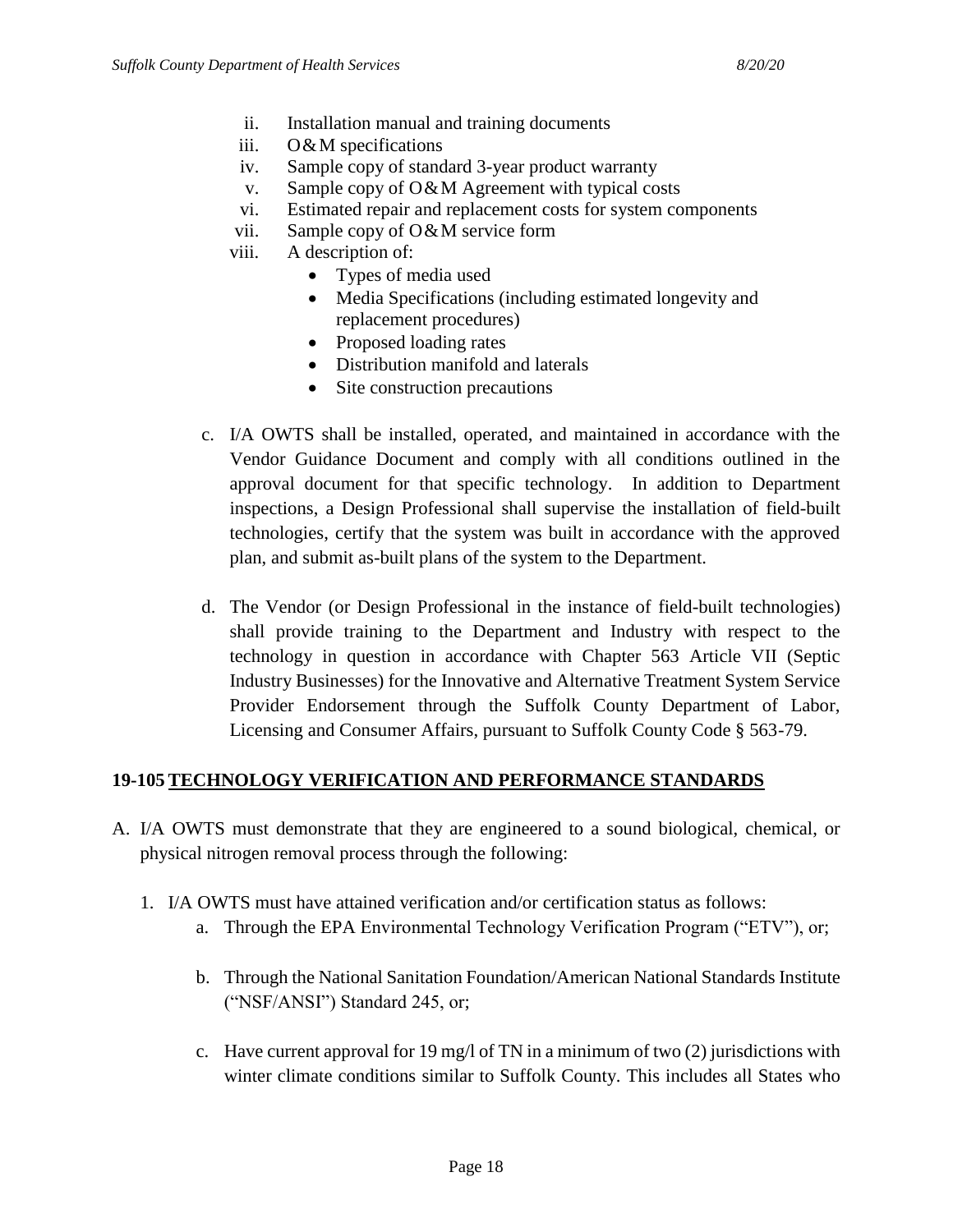ii. Installation manual and training documents
iii. O&M specifications
iv. Sample copy of standard 3-year product warranty
v. Sample copy of O&M Agreement with typical costs
vi. Estimated repair and replacement costs for system components
vii. Sample copy of O&M service form
viii. A description of:
   - Types of media used
   - Media Specifications (including estimated longevity and replacement procedures)
   - Proposed loading rates
   - Distribution manifold and laterals
   - Site construction precautions

c. I/A OWTS shall be installed, operated, and maintained in accordance with the Vendor Guidance Document and comply with all conditions outlined in the approval document for that specific technology. In addition to Department inspections, a Design Professional shall supervise the installation of field-built technologies, certify that the system was built in accordance with the approved plan, and submit as-built plans of the system to the Department.

d. The Vendor (or Design Professional in the instance of field-built technologies) shall provide training to the Department and Industry with respect to the technology in question in accordance with Chapter 563 Article VII (Septic Industry Businesses) for the Innovative and Alternative Treatment System Service Provider Endorsement through the Suffolk County Department of Labor, Licensing and Consumer Affairs, pursuant to Suffolk County Code § 563-79.

## 19-105 TECHNOLOGY VERIFICATION AND PERFORMANCE STANDARDS

A. I/A OWTS must demonstrate that they are engineered to a sound biological, chemical, or physical nitrogen removal process through the following:

1. I/A OWTS must have attained verification and/or certification status as follows:
   a. Through the EPA Environmental Technology Verification Program ("ETV"), or;

   b. Through the National Sanitation Foundation/American National Standards Institute ("NSF/ANSI") Standard 245, or;

   c. Have current approval for 19 mg/l of TN in a minimum of two (2) jurisdictions with winter climate conditions similar to Suffolk County. This includes all States who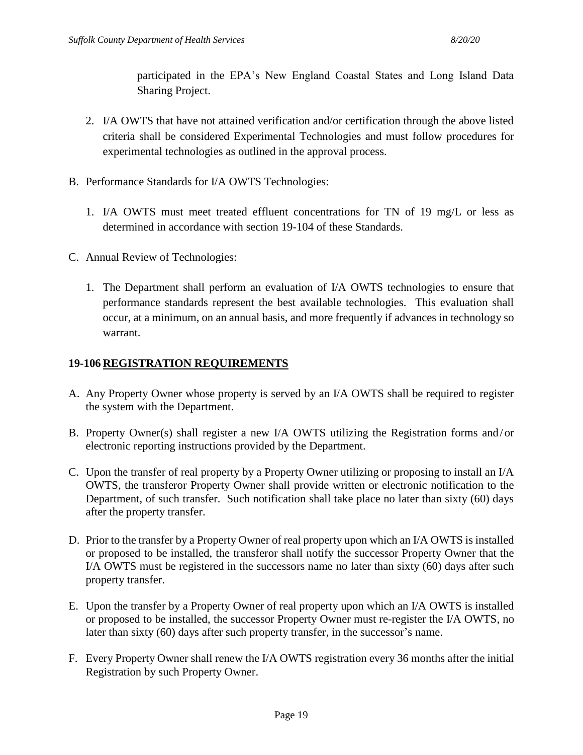participated in the EPA's New England Coastal States and Long Island Data Sharing Project.

2. I/A OWTS that have not attained verification and/or certification through the above listed criteria shall be considered Experimental Technologies and must follow procedures for experimental technologies as outlined in the approval process.

B. Performance Standards for I/A OWTS Technologies:

   1. I/A OWTS must meet treated effluent concentrations for TN of 19 mg/L or less as determined in accordance with section 19-104 of these Standards.

C. Annual Review of Technologies:

   1. The Department shall perform an evaluation of I/A OWTS technologies to ensure that performance standards represent the best available technologies. This evaluation shall occur, at a minimum, on an annual basis, and more frequently if advances in technology so warrant.

## 19-106 REGISTRATION REQUIREMENTS

A. Any Property Owner whose property is served by an I/A OWTS shall be required to register the system with the Department.

B. Property Owner(s) shall register a new I/A OWTS utilizing the Registration forms and/or electronic reporting instructions provided by the Department.

C. Upon the transfer of real property by a Property Owner utilizing or proposing to install an I/A OWTS, the transferor Property Owner shall provide written or electronic notification to the Department, of such transfer. Such notification shall take place no later than sixty (60) days after the property transfer.

D. Prior to the transfer by a Property Owner of real property upon which an I/A OWTS is installed or proposed to be installed, the transferor shall notify the successor Property Owner that the I/A OWTS must be registered in the successors name no later than sixty (60) days after such property transfer.

E. Upon the transfer by a Property Owner of real property upon which an I/A OWTS is installed or proposed to be installed, the successor Property Owner must re-register the I/A OWTS, no later than sixty (60) days after such property transfer, in the successor's name.

F. Every Property Owner shall renew the I/A OWTS registration every 36 months after the initial Registration by such Property Owner.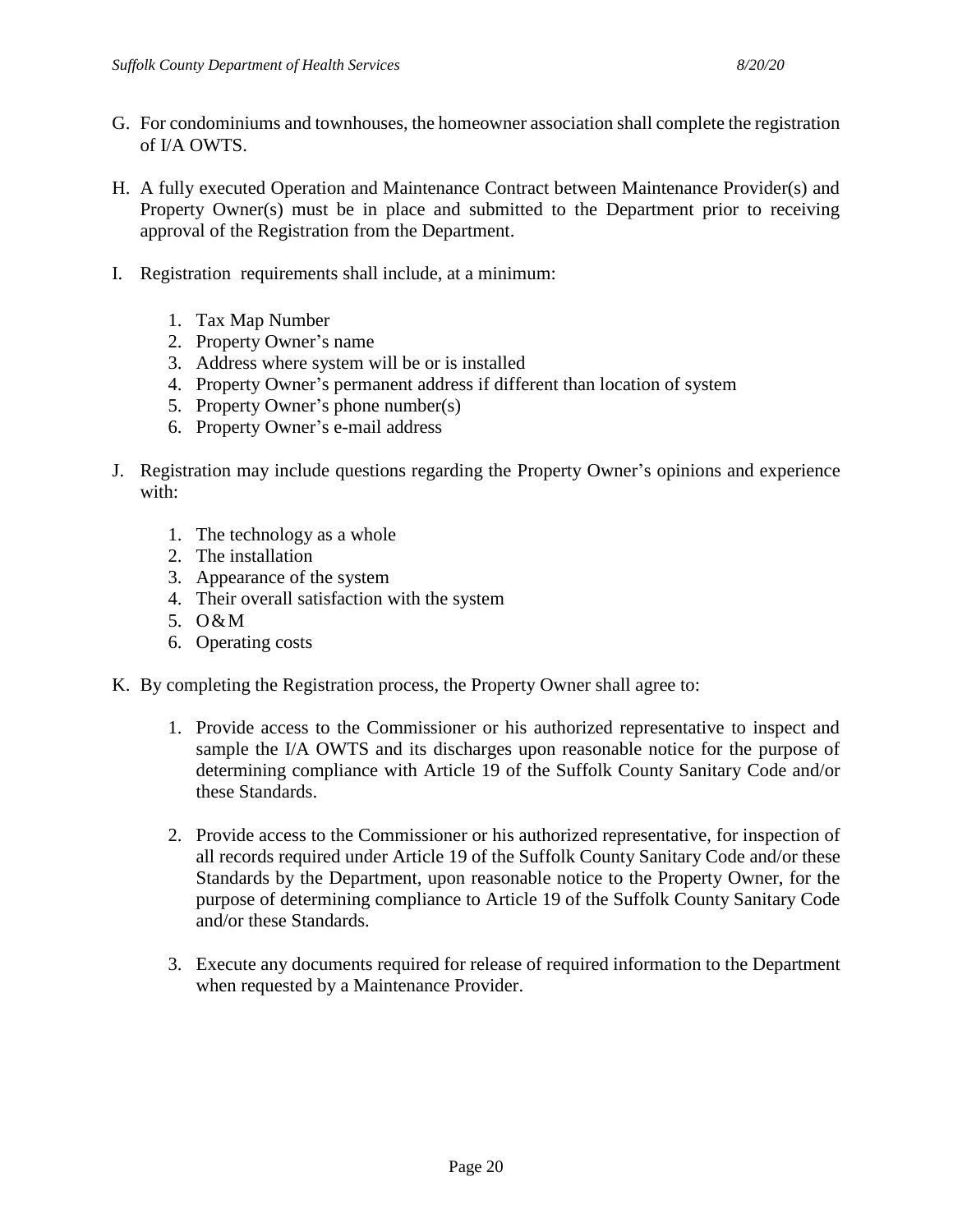G. For condominiums and townhouses, the homeowner association shall complete the registration of I/A OWTS.

H. A fully executed Operation and Maintenance Contract between Maintenance Provider(s) and Property Owner(s) must be in place and submitted to the Department prior to receiving approval of the Registration from the Department.

I. Registration requirements shall include, at a minimum:

   1. Tax Map Number
   2. Property Owner's name
   3. Address where system will be or is installed
   4. Property Owner's permanent address if different than location of system
   5. Property Owner's phone number(s)
   6. Property Owner's e-mail address

J. Registration may include questions regarding the Property Owner's opinions and experience with:

   1. The technology as a whole
   2. The installation
   3. Appearance of the system
   4. Their overall satisfaction with the system
   5. O&M
   6. Operating costs

K. By completing the Registration process, the Property Owner shall agree to:

   1. Provide access to the Commissioner or his authorized representative to inspect and sample the I/A OWTS and its discharges upon reasonable notice for the purpose of determining compliance with Article 19 of the Suffolk County Sanitary Code and/or these Standards.

   2. Provide access to the Commissioner or his authorized representative, for inspection of all records required under Article 19 of the Suffolk County Sanitary Code and/or these Standards by the Department, upon reasonable notice to the Property Owner, for the purpose of determining compliance to Article 19 of the Suffolk County Sanitary Code and/or these Standards.

   3. Execute any documents required for release of required information to the Department when requested by a Maintenance Provider.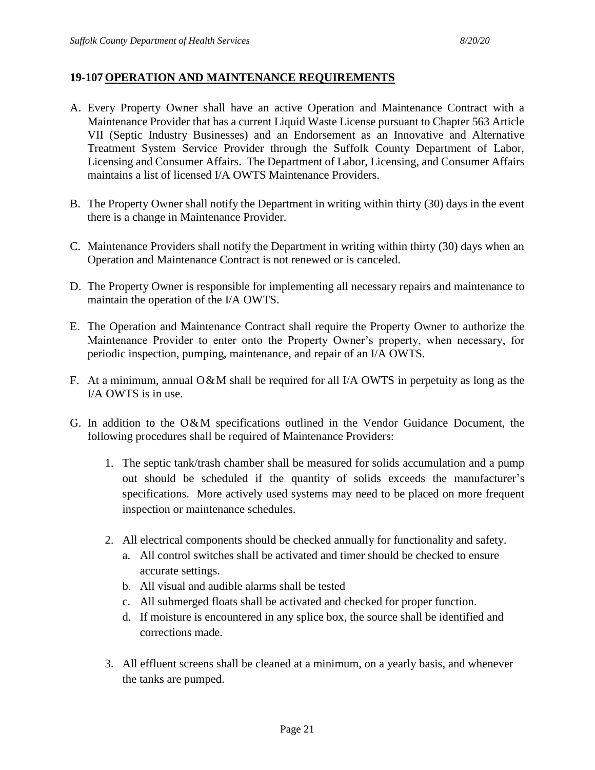## 19-107 OPERATION AND MAINTENANCE REQUIREMENTS

A. Every Property Owner shall have an active Operation and Maintenance Contract with a Maintenance Provider that has a current Liquid Waste License pursuant to Chapter 563 Article VII (Septic Industry Businesses) and an Endorsement as an Innovative and Alternative Treatment System Service Provider through the Suffolk County Department of Labor, Licensing and Consumer Affairs. The Department of Labor, Licensing, and Consumer Affairs maintains a list of licensed I/A OWTS Maintenance Providers.

B. The Property Owner shall notify the Department in writing within thirty (30) days in the event there is a change in Maintenance Provider.

C. Maintenance Providers shall notify the Department in writing within thirty (30) days when an Operation and Maintenance Contract is not renewed or is canceled.

D. The Property Owner is responsible for implementing all necessary repairs and maintenance to maintain the operation of the I/A OWTS.

E. The Operation and Maintenance Contract shall require the Property Owner to authorize the Maintenance Provider to enter onto the Property Owner's property, when necessary, for periodic inspection, pumping, maintenance, and repair of an I/A OWTS.

F. At a minimum, annual O&M shall be required for all I/A OWTS in perpetuity as long as the I/A OWTS is in use.

G. In addition to the O&M specifications outlined in the Vendor Guidance Document, the following procedures shall be required of Maintenance Providers:

   1. The septic tank/trash chamber shall be measured for solids accumulation and a pump out should be scheduled if the quantity of solids exceeds the manufacturer's specifications. More actively used systems may need to be placed on more frequent inspection or maintenance schedules.

   2. All electrical components should be checked annually for functionality and safety.
      a. All control switches shall be activated and timer should be checked to ensure accurate settings.
      b. All visual and audible alarms shall be tested
      c. All submerged floats shall be activated and checked for proper function.
      d. If moisture is encountered in any splice box, the source shall be identified and corrections made.

   3. All effluent screens shall be cleaned at a minimum, on a yearly basis, and whenever the tanks are pumped.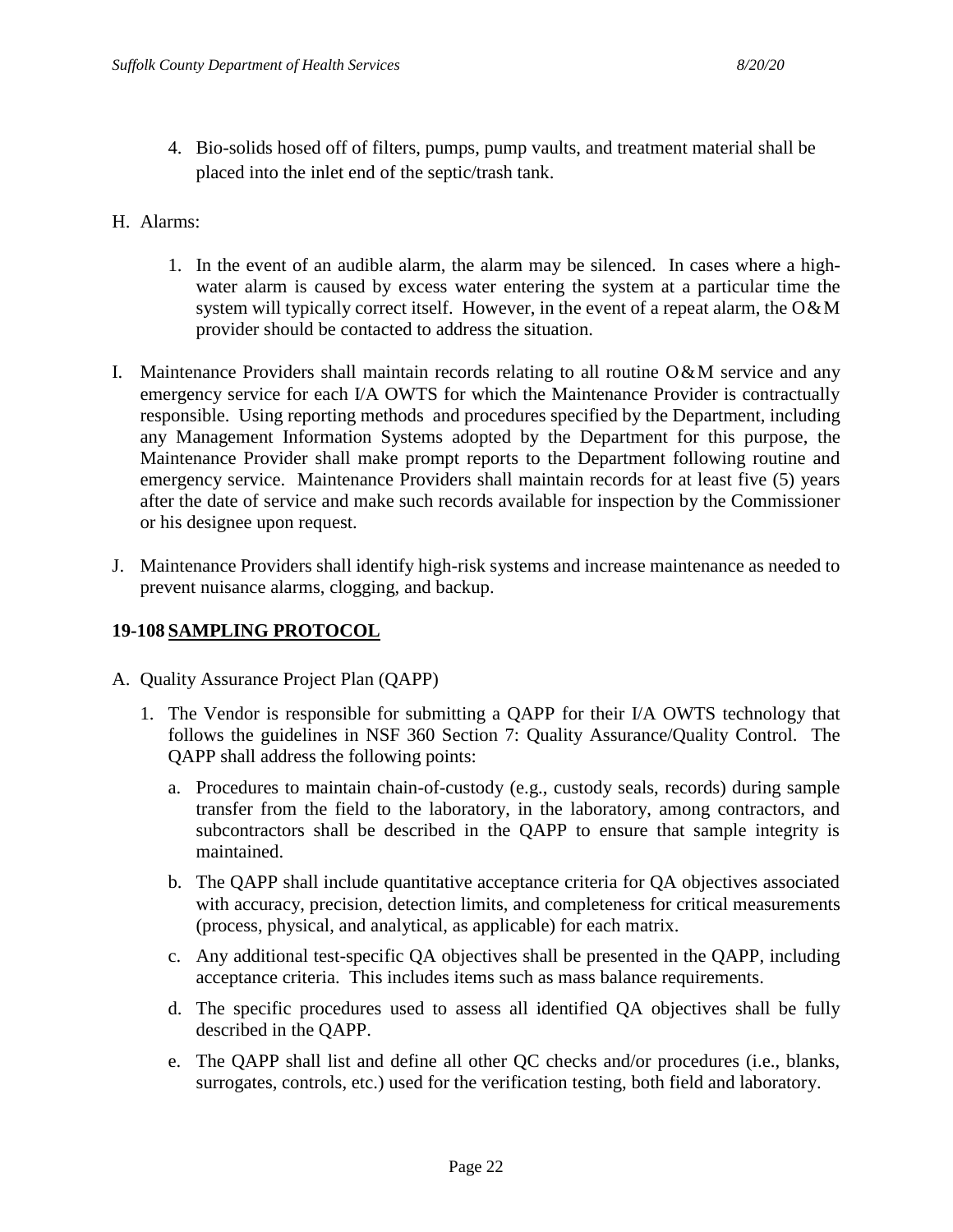4. Bio-solids hosed off of filters, pumps, pump vaults, and treatment material shall be placed into the inlet end of the septic/trash tank.

H. Alarms:

   1. In the event of an audible alarm, the alarm may be silenced. In cases where a high-water alarm is caused by excess water entering the system at a particular time the system will typically correct itself. However, in the event of a repeat alarm, the O&M provider should be contacted to address the situation.

I. Maintenance Providers shall maintain records relating to all routine O&M service and any emergency service for each I/A OWTS for which the Maintenance Provider is contractually responsible. Using reporting methods and procedures specified by the Department, including any Management Information Systems adopted by the Department for this purpose, the Maintenance Provider shall make prompt reports to the Department following routine and emergency service. Maintenance Providers shall maintain records for at least five (5) years after the date of service and make such records available for inspection by the Commissioner or his designee upon request.

J. Maintenance Providers shall identify high-risk systems and increase maintenance as needed to prevent nuisance alarms, clogging, and backup.

## 19-108 SAMPLING PROTOCOL

A. Quality Assurance Project Plan (QAPP)

   1. The Vendor is responsible for submitting a QAPP for their I/A OWTS technology that follows the guidelines in NSF 360 Section 7: Quality Assurance/Quality Control. The QAPP shall address the following points:

      a. Procedures to maintain chain-of-custody (e.g., custody seals, records) during sample transfer from the field to the laboratory, in the laboratory, among contractors, and subcontractors shall be described in the QAPP to ensure that sample integrity is maintained.

      b. The QAPP shall include quantitative acceptance criteria for QA objectives associated with accuracy, precision, detection limits, and completeness for critical measurements (process, physical, and analytical, as applicable) for each matrix.

      c. Any additional test-specific QA objectives shall be presented in the QAPP, including acceptance criteria. This includes items such as mass balance requirements.

      d. The specific procedures used to assess all identified QA objectives shall be fully described in the QAPP.

      e. The QAPP shall list and define all other QC checks and/or procedures (i.e., blanks, surrogates, controls, etc.) used for the verification testing, both field and laboratory.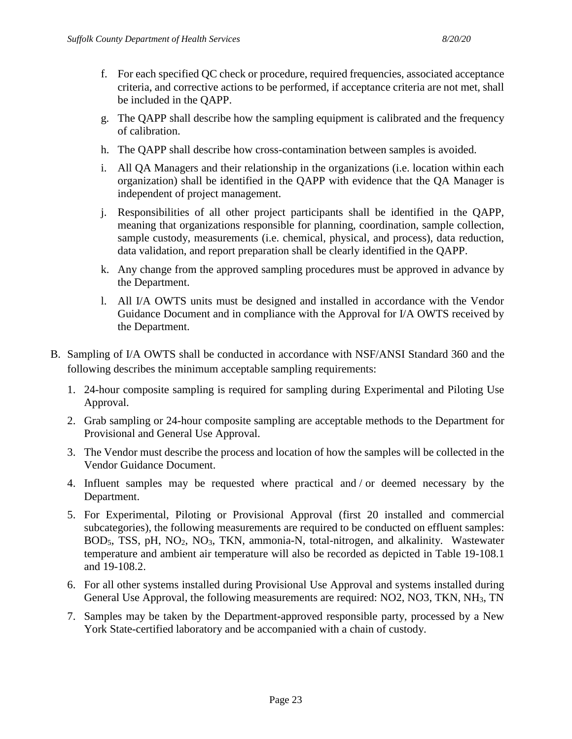f. For each specified QC check or procedure, required frequencies, associated acceptance criteria, and corrective actions to be performed, if acceptance criteria are not met, shall be included in the QAPP.

g. The QAPP shall describe how the sampling equipment is calibrated and the frequency of calibration.

h. The QAPP shall describe how cross-contamination between samples is avoided.

i. All QA Managers and their relationship in the organizations (i.e. location within each organization) shall be identified in the QAPP with evidence that the QA Manager is independent of project management.

j. Responsibilities of all other project participants shall be identified in the QAPP, meaning that organizations responsible for planning, coordination, sample collection, sample custody, measurements (i.e. chemical, physical, and process), data reduction, data validation, and report preparation shall be clearly identified in the QAPP.

k. Any change from the approved sampling procedures must be approved in advance by the Department.

l. All I/A OWTS units must be designed and installed in accordance with the Vendor Guidance Document and in compliance with the Approval for I/A OWTS received by the Department.

B. Sampling of I/A OWTS shall be conducted in accordance with NSF/ANSI Standard 360 and the following describes the minimum acceptable sampling requirements:

1. 24-hour composite sampling is required for sampling during Experimental and Piloting Use Approval.
2. Grab sampling or 24-hour composite sampling are acceptable methods to the Department for Provisional and General Use Approval.
3. The Vendor must describe the process and location of how the samples will be collected in the Vendor Guidance Document.
4. Influent samples may be requested where practical and / or deemed necessary by the Department.
5. For Experimental, Piloting or Provisional Approval (first 20 installed and commercial subcategories), the following measurements are required to be conducted on effluent samples: $BOD_5$, TSS, pH, $NO_2$, $NO_3$, TKN, ammonia-N, total-nitrogen, and alkalinity. Wastewater temperature and ambient air temperature will also be recorded as depicted in Table 19-108.1 and 19-108.2.
6. For all other systems installed during Provisional Use Approval and systems installed during General Use Approval, the following measurements are required: NO2, NO3, TKN, $NH_3$, TN
7. Samples may be taken by the Department-approved responsible party, processed by a New York State-certified laboratory and be accompanied with a chain of custody.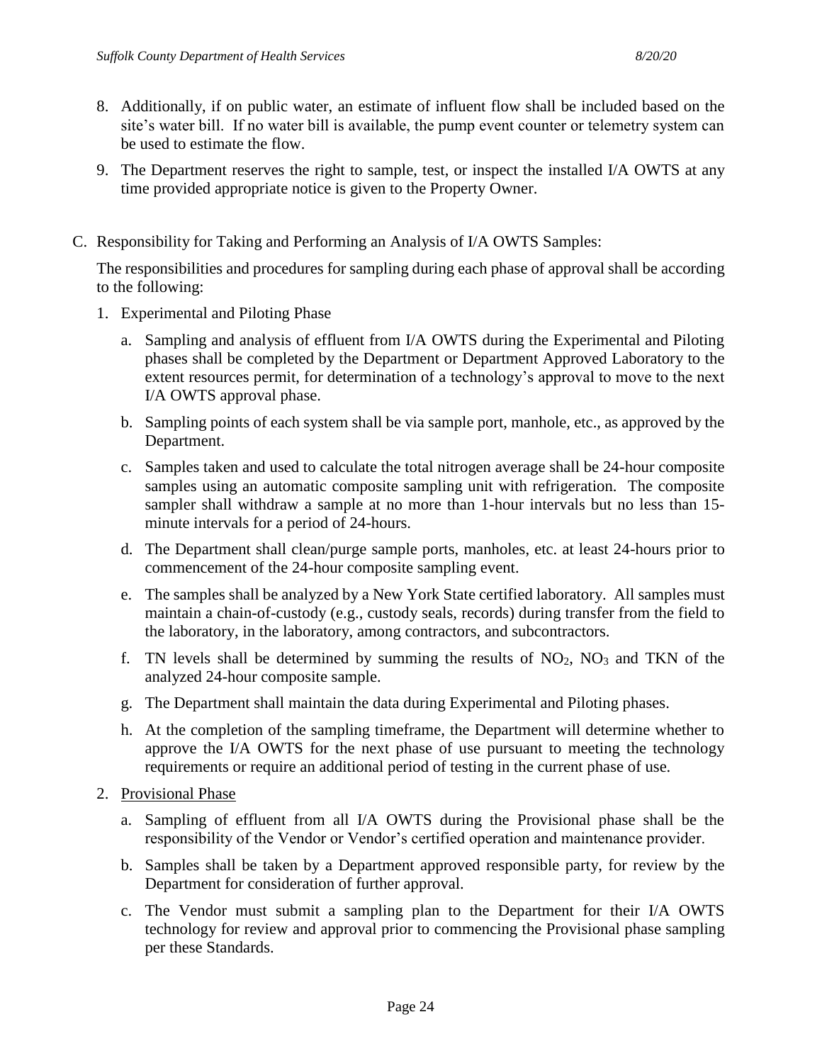8. Additionally, if on public water, an estimate of influent flow shall be included based on the site's water bill. If no water bill is available, the pump event counter or telemetry system can be used to estimate the flow.

9. The Department reserves the right to sample, test, or inspect the installed I/A OWTS at any time provided appropriate notice is given to the Property Owner.

C. Responsibility for Taking and Performing an Analysis of I/A OWTS Samples:

   The responsibilities and procedures for sampling during each phase of approval shall be according to the following:

   1. Experimental and Piloting Phase

      a. Sampling and analysis of effluent from I/A OWTS during the Experimental and Piloting phases shall be completed by the Department or Department Approved Laboratory to the extent resources permit, for determination of a technology's approval to move to the next I/A OWTS approval phase.

      b. Sampling points of each system shall be via sample port, manhole, etc., as approved by the Department.

      c. Samples taken and used to calculate the total nitrogen average shall be 24-hour composite samples using an automatic composite sampling unit with refrigeration. The composite sampler shall withdraw a sample at no more than 1-hour intervals but no less than 15-minute intervals for a period of 24-hours.

      d. The Department shall clean/purge sample ports, manholes, etc. at least 24-hours prior to commencement of the 24-hour composite sampling event.

      e. The samples shall be analyzed by a New York State certified laboratory. All samples must maintain a chain-of-custody (e.g., custody seals, records) during transfer from the field to the laboratory, in the laboratory, among contractors, and subcontractors.

      f. TN levels shall be determined by summing the results of $NO_2$, $NO_3$ and TKN of the analyzed 24-hour composite sample.

      g. The Department shall maintain the data during Experimental and Piloting phases.

      h. At the completion of the sampling timeframe, the Department will determine whether to approve the I/A OWTS for the next phase of use pursuant to meeting the technology requirements or require an additional period of testing in the current phase of use.

   2. <u>Provisional Phase</u>

      a. Sampling of effluent from all I/A OWTS during the Provisional phase shall be the responsibility of the Vendor or Vendor's certified operation and maintenance provider.

      b. Samples shall be taken by a Department approved responsible party, for review by the Department for consideration of further approval.

      c. The Vendor must submit a sampling plan to the Department for their I/A OWTS technology for review and approval prior to commencing the Provisional phase sampling per these Standards.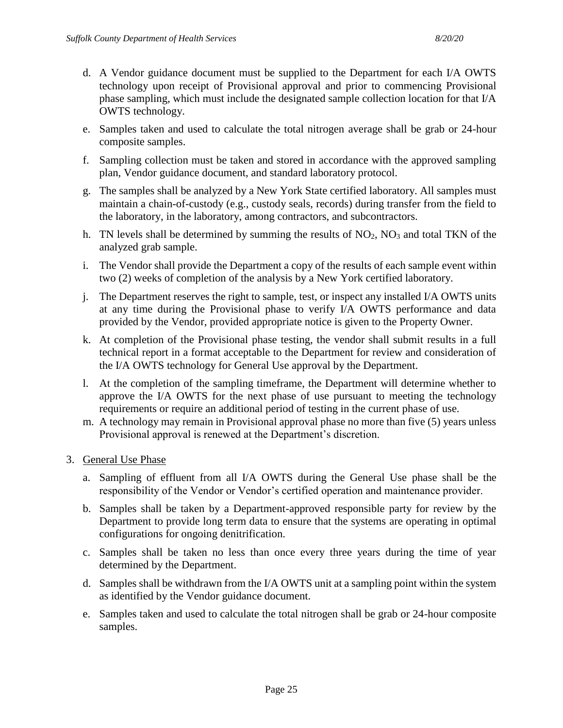d. A Vendor guidance document must be supplied to the Department for each I/A OWTS technology upon receipt of Provisional approval and prior to commencing Provisional phase sampling, which must include the designated sample collection location for that I/A OWTS technology.

e. Samples taken and used to calculate the total nitrogen average shall be grab or 24-hour composite samples.

f. Sampling collection must be taken and stored in accordance with the approved sampling plan, Vendor guidance document, and standard laboratory protocol.

g. The samples shall be analyzed by a New York State certified laboratory. All samples must maintain a chain-of-custody (e.g., custody seals, records) during transfer from the field to the laboratory, in the laboratory, among contractors, and subcontractors.

h. TN levels shall be determined by summing the results of $NO_2$, $NO_3$ and total TKN of the analyzed grab sample.

i. The Vendor shall provide the Department a copy of the results of each sample event within two (2) weeks of completion of the analysis by a New York certified laboratory.

j. The Department reserves the right to sample, test, or inspect any installed I/A OWTS units at any time during the Provisional phase to verify I/A OWTS performance and data provided by the Vendor, provided appropriate notice is given to the Property Owner.

k. At completion of the Provisional phase testing, the vendor shall submit results in a full technical report in a format acceptable to the Department for review and consideration of the I/A OWTS technology for General Use approval by the Department.

l. At the completion of the sampling timeframe, the Department will determine whether to approve the I/A OWTS for the next phase of use pursuant to meeting the technology requirements or require an additional period of testing in the current phase of use.

m. A technology may remain in Provisional approval phase no more than five (5) years unless Provisional approval is renewed at the Department's discretion.

3. General Use Phase

   a. Sampling of effluent from all I/A OWTS during the General Use phase shall be the responsibility of the Vendor or Vendor's certified operation and maintenance provider.

   b. Samples shall be taken by a Department-approved responsible party for review by the Department to provide long term data to ensure that the systems are operating in optimal configurations for ongoing denitrification.

   c. Samples shall be taken no less than once every three years during the time of year determined by the Department.

   d. Samples shall be withdrawn from the I/A OWTS unit at a sampling point within the system as identified by the Vendor guidance document.

   e. Samples taken and used to calculate the total nitrogen shall be grab or 24-hour composite samples.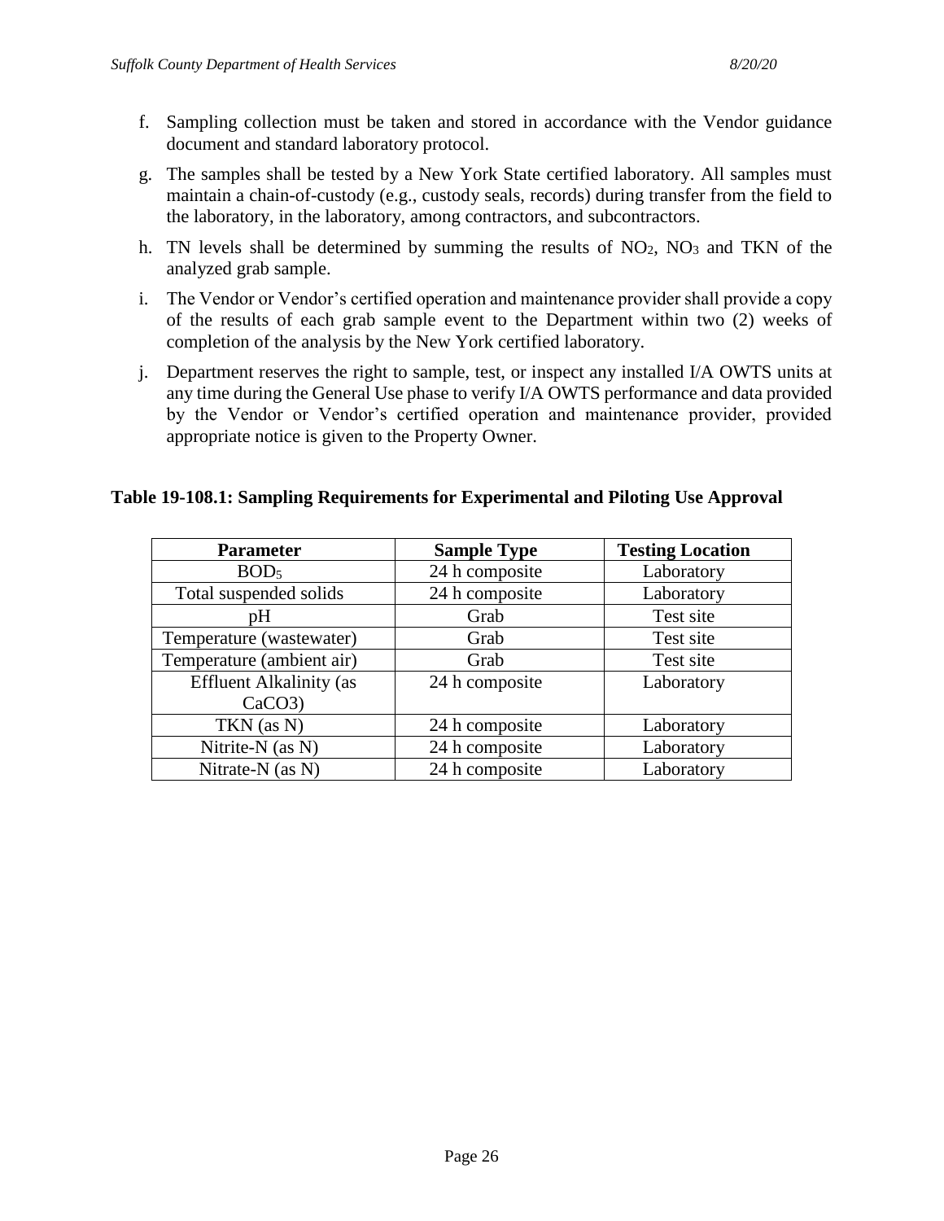f. Sampling collection must be taken and stored in accordance with the Vendor guidance document and standard laboratory protocol.

g. The samples shall be tested by a New York State certified laboratory. All samples must maintain a chain-of-custody (e.g., custody seals, records) during transfer from the field to the laboratory, in the laboratory, among contractors, and subcontractors.

h. TN levels shall be determined by summing the results of $NO_2$, $NO_3$ and TKN of the analyzed grab sample.

i. The Vendor or Vendor's certified operation and maintenance provider shall provide a copy of the results of each grab sample event to the Department within two (2) weeks of completion of the analysis by the New York certified laboratory.

j. Department reserves the right to sample, test, or inspect any installed I/A OWTS units at any time during the General Use phase to verify I/A OWTS performance and data provided by the Vendor or Vendor's certified operation and maintenance provider, provided appropriate notice is given to the Property Owner.

**Table 19-108.1: Sampling Requirements for Experimental and Piloting Use Approval**

| Parameter | Sample Type | Testing Location |
|---|---|---|
| $BOD_5$ | 24 h composite | Laboratory |
| Total suspended solids | 24 h composite | Laboratory |
| pH | Grab | Test site |
| Temperature (wastewater) | Grab | Test site |
| Temperature (ambient air) | Grab | Test site |
| Effluent Alkalinity (as CaCO3) | 24 h composite | Laboratory |
| TKN (as N) | 24 h composite | Laboratory |
| Nitrite-N (as N) | 24 h composite | Laboratory |
| Nitrate-N (as N) | 24 h composite | Laboratory |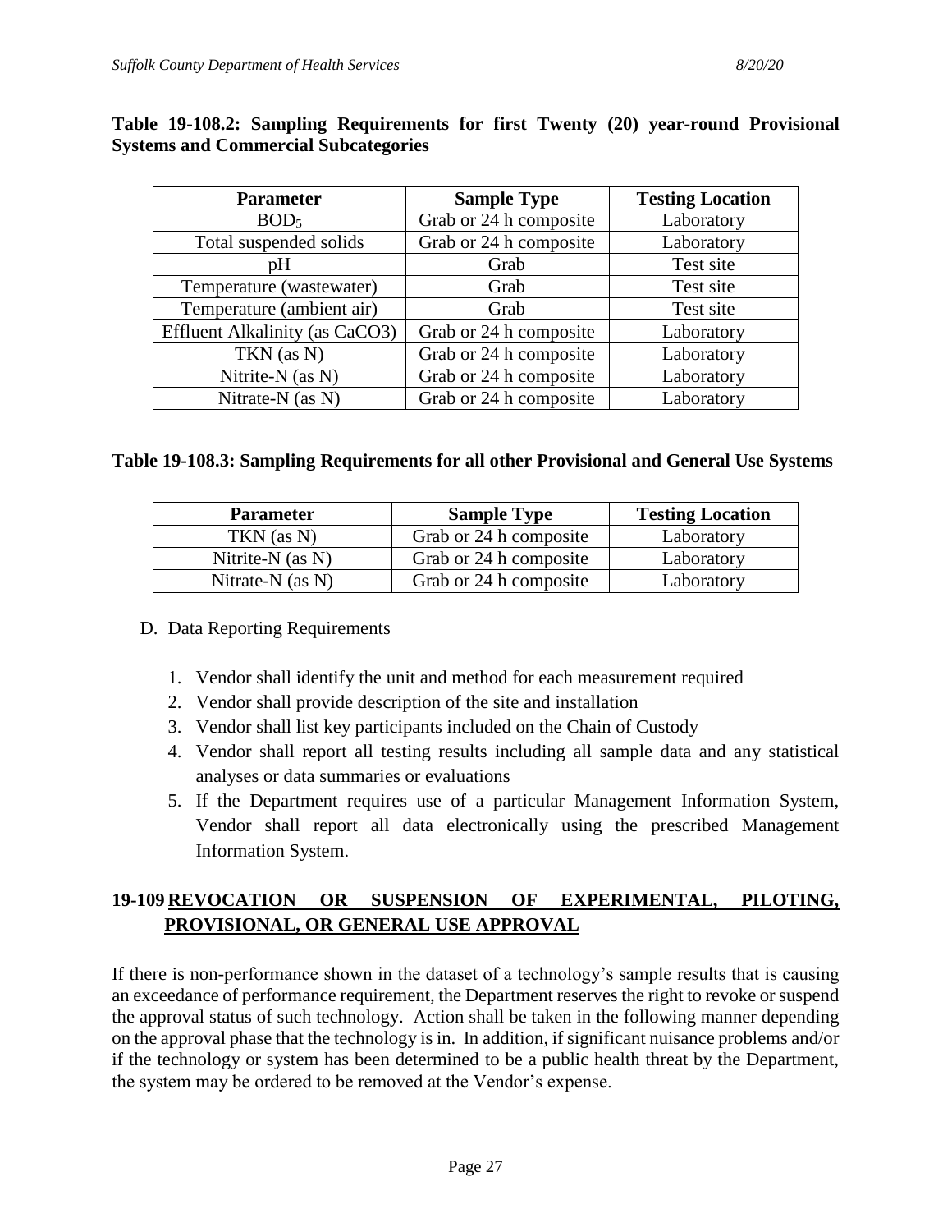**Table 19-108.2: Sampling Requirements for first Twenty (20) year-round Provisional Systems and Commercial Subcategories**

| Parameter | Sample Type | Testing Location |
|---|---|---|
| $BOD_5$ | Grab or 24 h composite | Laboratory |
| Total suspended solids | Grab or 24 h composite | Laboratory |
| pH | Grab | Test site |
| Temperature (wastewater) | Grab | Test site |
| Temperature (ambient air) | Grab | Test site |
| Effluent Alkalinity (as $CaCO_3$) | Grab or 24 h composite | Laboratory |
| TKN (as N) | Grab or 24 h composite | Laboratory |
| Nitrite-N (as N) | Grab or 24 h composite | Laboratory |
| Nitrate-N (as N) | Grab or 24 h composite | Laboratory |

**Table 19-108.3: Sampling Requirements for all other Provisional and General Use Systems**

| Parameter | Sample Type | Testing Location |
|---|---|---|
| TKN (as N) | Grab or 24 h composite | Laboratory |
| Nitrite-N (as N) | Grab or 24 h composite | Laboratory |
| Nitrate-N (as N) | Grab or 24 h composite | Laboratory |

D. Data Reporting Requirements

1. Vendor shall identify the unit and method for each measurement required
2. Vendor shall provide description of the site and installation
3. Vendor shall list key participants included on the Chain of Custody
4. Vendor shall report all testing results including all sample data and any statistical analyses or data summaries or evaluations
5. If the Department requires use of a particular Management Information System, Vendor shall report all data electronically using the prescribed Management Information System.

## 19-109 REVOCATION OR SUSPENSION OF EXPERIMENTAL, PILOTING, PROVISIONAL, OR GENERAL USE APPROVAL

If there is non-performance shown in the dataset of a technology's sample results that is causing an exceedance of performance requirement, the Department reserves the right to revoke or suspend the approval status of such technology. Action shall be taken in the following manner depending on the approval phase that the technology is in. In addition, if significant nuisance problems and/or if the technology or system has been determined to be a public health threat by the Department, the system may be ordered to be removed at the Vendor's expense.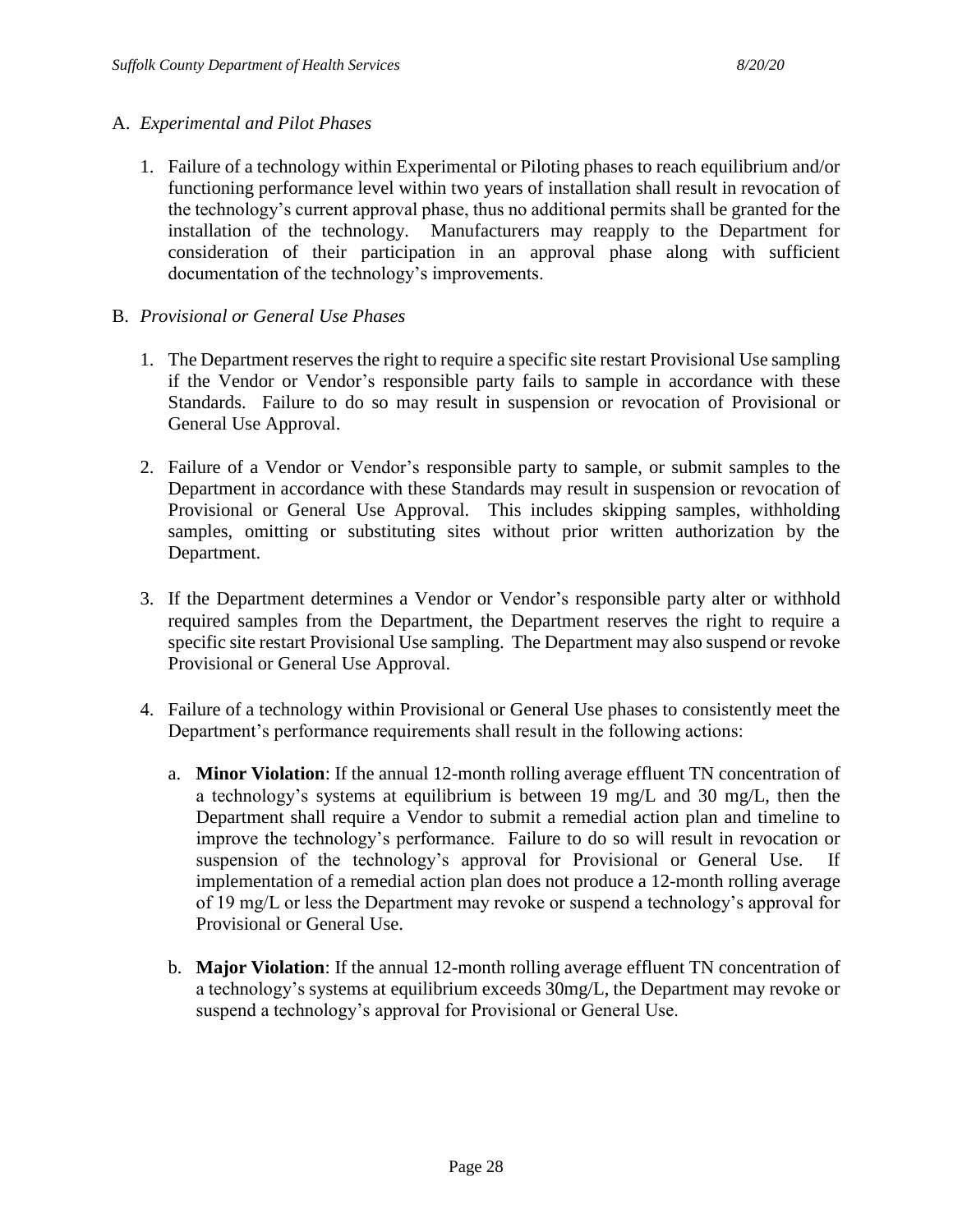A. *Experimental and Pilot Phases*

   1. Failure of a technology within Experimental or Piloting phases to reach equilibrium and/or functioning performance level within two years of installation shall result in revocation of the technology's current approval phase, thus no additional permits shall be granted for the installation of the technology. Manufacturers may reapply to the Department for consideration of their participation in an approval phase along with sufficient documentation of the technology's improvements.

B. *Provisional or General Use Phases*

   1. The Department reserves the right to require a specific site restart Provisional Use sampling if the Vendor or Vendor's responsible party fails to sample in accordance with these Standards. Failure to do so may result in suspension or revocation of Provisional or General Use Approval.

   2. Failure of a Vendor or Vendor's responsible party to sample, or submit samples to the Department in accordance with these Standards may result in suspension or revocation of Provisional or General Use Approval. This includes skipping samples, withholding samples, omitting or substituting sites without prior written authorization by the Department.

   3. If the Department determines a Vendor or Vendor's responsible party alter or withhold required samples from the Department, the Department reserves the right to require a specific site restart Provisional Use sampling. The Department may also suspend or revoke Provisional or General Use Approval.

   4. Failure of a technology within Provisional or General Use phases to consistently meet the Department's performance requirements shall result in the following actions:

      a. **Minor Violation**: If the annual 12-month rolling average effluent TN concentration of a technology's systems at equilibrium is between 19 mg/L and 30 mg/L, then the Department shall require a Vendor to submit a remedial action plan and timeline to improve the technology's performance. Failure to do so will result in revocation or suspension of the technology's approval for Provisional or General Use. If implementation of a remedial action plan does not produce a 12-month rolling average of 19 mg/L or less the Department may revoke or suspend a technology's approval for Provisional or General Use.

      b. **Major Violation**: If the annual 12-month rolling average effluent TN concentration of a technology's systems at equilibrium exceeds 30mg/L, the Department may revoke or suspend a technology's approval for Provisional or General Use.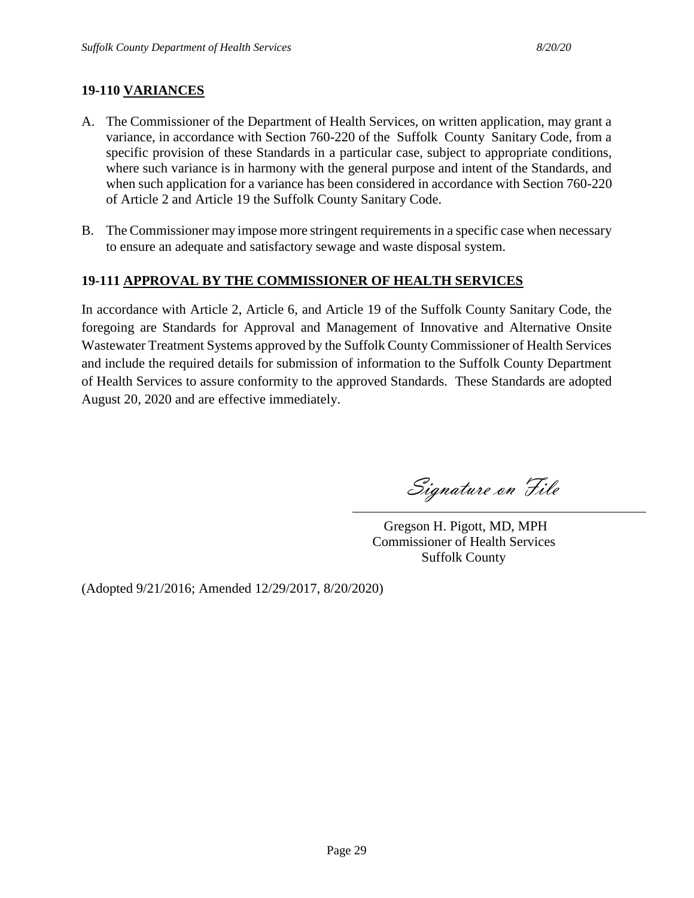## 19-110 VARIANCES

A. The Commissioner of the Department of Health Services, on written application, may grant a variance, in accordance with Section 760-220 of the Suffolk County Sanitary Code, from a specific provision of these Standards in a particular case, subject to appropriate conditions, where such variance is in harmony with the general purpose and intent of the Standards, and when such application for a variance has been considered in accordance with Section 760-220 of Article 2 and Article 19 the Suffolk County Sanitary Code.

B. The Commissioner may impose more stringent requirements in a specific case when necessary to ensure an adequate and satisfactory sewage and waste disposal system.

## 19-111 APPROVAL BY THE COMMISSIONER OF HEALTH SERVICES

In accordance with Article 2, Article 6, and Article 19 of the Suffolk County Sanitary Code, the foregoing are Standards for Approval and Management of Innovative and Alternative Onsite Wastewater Treatment Systems approved by the Suffolk County Commissioner of Health Services and include the required details for submission of information to the Suffolk County Department of Health Services to assure conformity to the approved Standards. These Standards are adopted August 20, 2020 and are effective immediately.

*Signature on File*

Gregson H. Pigott, MD, MPH
Commissioner of Health Services
Suffolk County

(Adopted 9/21/2016; Amended 12/29/2017, 8/20/2020)